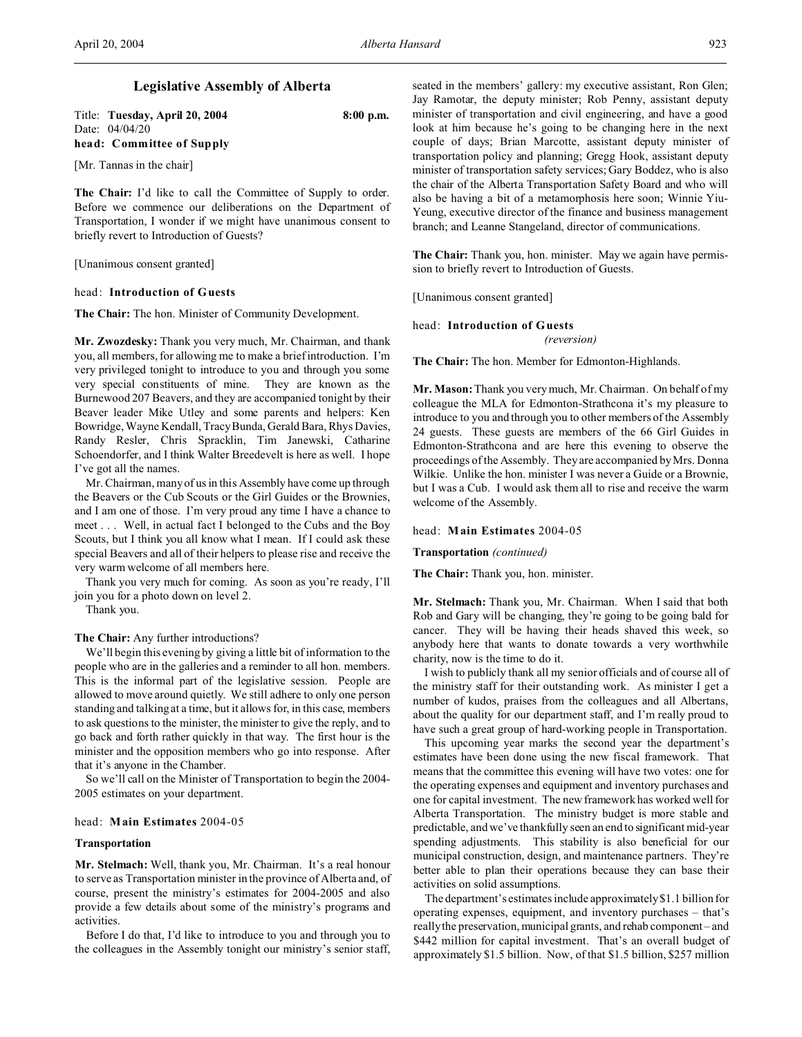# Legislative Assembly of Alberta

Title: **Tuesday, April 20, 2004** **8:00 p.m.**
Date: 04/04/20
**head: Committee of Supply**

[Mr. Tannas in the chair]

**The Chair:** I'd like to call the Committee of Supply to order. Before we commence our deliberations on the Department of Transportation, I wonder if we might have unanimous consent to briefly revert to Introduction of Guests?

[Unanimous consent granted]

head: **Introduction of Guests**

**The Chair:** The hon. Minister of Community Development.

**Mr. Zwozdesky:** Thank you very much, Mr. Chairman, and thank you, all members, for allowing me to make a brief introduction. I'm very privileged tonight to introduce to you and through you some very special constituents of mine. They are known as the Burnewood 207 Beavers, and they are accompanied tonight by their Beaver leader Mike Utley and some parents and helpers: Ken Bowridge, Wayne Kendall, Tracy Bunda, Gerald Bara, Rhys Davies, Randy Resler, Chris Spracklin, Tim Janewski, Catharine Schoendorfer, and I think Walter Breedevelt is here as well. I hope I've got all the names.

Mr. Chairman, many of us in this Assembly have come up through the Beavers or the Cub Scouts or the Girl Guides or the Brownies, and I am one of those. I'm very proud any time I have a chance to meet . . . Well, in actual fact I belonged to the Cubs and the Boy Scouts, but I think you all know what I mean. If I could ask these special Beavers and all of their helpers to please rise and receive the very warm welcome of all members here.

Thank you very much for coming. As soon as you're ready, I'll join you for a photo down on level 2.

Thank you.

**The Chair:** Any further introductions?

We'll begin this evening by giving a little bit of information to the people who are in the galleries and a reminder to all hon. members. This is the informal part of the legislative session. People are allowed to move around quietly. We still adhere to only one person standing and talking at a time, but it allows for, in this case, members to ask questions to the minister, the minister to give the reply, and to go back and forth rather quickly in that way. The first hour is the minister and the opposition members who go into response. After that it's anyone in the Chamber.

So we'll call on the Minister of Transportation to begin the 2004-2005 estimates on your department.

head: **Main Estimates** 2004-05

**Transportation**

**Mr. Stelmach:** Well, thank you, Mr. Chairman. It's a real honour to serve as Transportation minister in the province of Alberta and, of course, present the ministry's estimates for 2004-2005 and also provide a few details about some of the ministry's programs and activities.

Before I do that, I'd like to introduce to you and through you to the colleagues in the Assembly tonight our ministry's senior staff, seated in the members' gallery: my executive assistant, Ron Glen; Jay Ramotar, the deputy minister; Rob Penny, assistant deputy minister of transportation and civil engineering, and have a good look at him because he's going to be changing here in the next couple of days; Brian Marcotte, assistant deputy minister of transportation policy and planning; Gregg Hook, assistant deputy minister of transportation safety services; Gary Boddez, who is also the chair of the Alberta Transportation Safety Board and who will also be having a bit of a metamorphosis here soon; Winnie Yiu-Yeung, executive director of the finance and business management branch; and Leanne Stangeland, director of communications.

**The Chair:** Thank you, hon. minister. May we again have permission to briefly revert to Introduction of Guests.

[Unanimous consent granted]

head: **Introduction of Guests**
*(reversion)*

**The Chair:** The hon. Member for Edmonton-Highlands.

**Mr. Mason:** Thank you very much, Mr. Chairman. On behalf of my colleague the MLA for Edmonton-Strathcona it's my pleasure to introduce to you and through you to other members of the Assembly 24 guests. These guests are members of the 66 Girl Guides in Edmonton-Strathcona and are here this evening to observe the proceedings of the Assembly. They are accompanied by Mrs. Donna Wilkie. Unlike the hon. minister I was never a Guide or a Brownie, but I was a Cub. I would ask them all to rise and receive the warm welcome of the Assembly.

head: **Main Estimates** 2004-05

**Transportation** *(continued)*

**The Chair:** Thank you, hon. minister.

**Mr. Stelmach:** Thank you, Mr. Chairman. When I said that both Rob and Gary will be changing, they're going to be going bald for cancer. They will be having their heads shaved this week, so anybody here that wants to donate towards a very worthwhile charity, now is the time to do it.

I wish to publicly thank all my senior officials and of course all of the ministry staff for their outstanding work. As minister I get a number of kudos, praises from the colleagues and all Albertans, about the quality for our department staff, and I'm really proud to have such a great group of hard-working people in Transportation.

This upcoming year marks the second year the department's estimates have been done using the new fiscal framework. That means that the committee this evening will have two votes: one for the operating expenses and equipment and inventory purchases and one for capital investment. The new framework has worked well for Alberta Transportation. The ministry budget is more stable and predictable, and we've thankfully seen an end to significant mid-year spending adjustments. This stability is also beneficial for our municipal construction, design, and maintenance partners. They're better able to plan their operations because they can base their activities on solid assumptions.

The department's estimates include approximately $1.1 billion for operating expenses, equipment, and inventory purchases – that's really the preservation, municipal grants, and rehab component – and $442 million for capital investment. That's an overall budget of approximately $1.5 billion. Now, of that $1.5 billion, $257 million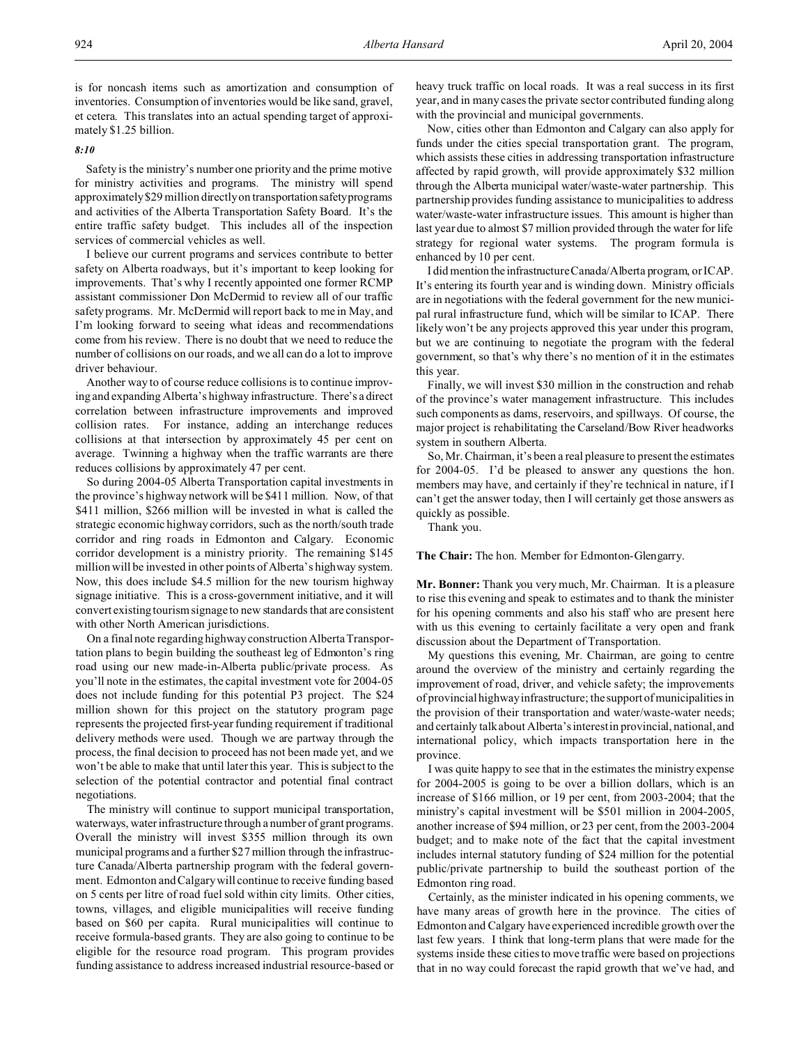is for noncash items such as amortization and consumption of inventories. Consumption of inventories would be like sand, gravel, et cetera. This translates into an actual spending target of approximately $1.25 billion.

*8:10*

Safety is the ministry's number one priority and the prime motive for ministry activities and programs. The ministry will spend approximately $29 million directly on transportation safety programs and activities of the Alberta Transportation Safety Board. It's the entire traffic safety budget. This includes all of the inspection services of commercial vehicles as well.

I believe our current programs and services contribute to better safety on Alberta roadways, but it's important to keep looking for improvements. That's why I recently appointed one former RCMP assistant commissioner Don McDermid to review all of our traffic safety programs. Mr. McDermid will report back to me in May, and I'm looking forward to seeing what ideas and recommendations come from his review. There is no doubt that we need to reduce the number of collisions on our roads, and we all can do a lot to improve driver behaviour.

Another way to of course reduce collisions is to continue improving and expanding Alberta's highway infrastructure. There's a direct correlation between infrastructure improvements and improved collision rates. For instance, adding an interchange reduces collisions at that intersection by approximately 45 per cent on average. Twinning a highway when the traffic warrants are there reduces collisions by approximately 47 per cent.

So during 2004-05 Alberta Transportation capital investments in the province's highway network will be $411 million. Now, of that $411 million, $266 million will be invested in what is called the strategic economic highway corridors, such as the north/south trade corridor and ring roads in Edmonton and Calgary. Economic corridor development is a ministry priority. The remaining $145 million will be invested in other points of Alberta's highway system. Now, this does include $4.5 million for the new tourism highway signage initiative. This is a cross-government initiative, and it will convert existing tourism signage to new standards that are consistent with other North American jurisdictions.

On a final note regarding highway construction Alberta Transportation plans to begin building the southeast leg of Edmonton's ring road using our new made-in-Alberta public/private process. As you'll note in the estimates, the capital investment vote for 2004-05 does not include funding for this potential P3 project. The $24 million shown for this project on the statutory program page represents the projected first-year funding requirement if traditional delivery methods were used. Though we are partway through the process, the final decision to proceed has not been made yet, and we won't be able to make that until later this year. This is subject to the selection of the potential contractor and potential final contract negotiations.

The ministry will continue to support municipal transportation, waterways, water infrastructure through a number of grant programs. Overall the ministry will invest $355 million through its own municipal programs and a further $27 million through the infrastructure Canada/Alberta partnership program with the federal government. Edmonton and Calgary will continue to receive funding based on 5 cents per litre of road fuel sold within city limits. Other cities, towns, villages, and eligible municipalities will receive funding based on $60 per capita. Rural municipalities will continue to receive formula-based grants. They are also going to continue to be eligible for the resource road program. This program provides funding assistance to address increased industrial resource-based or heavy truck traffic on local roads. It was a real success in its first year, and in many cases the private sector contributed funding along with the provincial and municipal governments.

Now, cities other than Edmonton and Calgary can also apply for funds under the cities special transportation grant. The program, which assists these cities in addressing transportation infrastructure affected by rapid growth, will provide approximately $32 million through the Alberta municipal water/waste-water partnership. This partnership provides funding assistance to municipalities to address water/waste-water infrastructure issues. This amount is higher than last year due to almost $7 million provided through the water for life strategy for regional water systems. The program formula is enhanced by 10 per cent.

I did mention the infrastructure Canada/Alberta program, or ICAP. It's entering its fourth year and is winding down. Ministry officials are in negotiations with the federal government for the new municipal rural infrastructure fund, which will be similar to ICAP. There likely won't be any projects approved this year under this program, but we are continuing to negotiate the program with the federal government, so that's why there's no mention of it in the estimates this year.

Finally, we will invest $30 million in the construction and rehab of the province's water management infrastructure. This includes such components as dams, reservoirs, and spillways. Of course, the major project is rehabilitating the Carseland/Bow River headworks system in southern Alberta.

So, Mr. Chairman, it's been a real pleasure to present the estimates for 2004-05. I'd be pleased to answer any questions the hon. members may have, and certainly if they're technical in nature, if I can't get the answer today, then I will certainly get those answers as quickly as possible.

Thank you.

**The Chair:** The hon. Member for Edmonton-Glengarry.

**Mr. Bonner:** Thank you very much, Mr. Chairman. It is a pleasure to rise this evening and speak to estimates and to thank the minister for his opening comments and also his staff who are present here with us this evening to certainly facilitate a very open and frank discussion about the Department of Transportation.

My questions this evening, Mr. Chairman, are going to centre around the overview of the ministry and certainly regarding the improvement of road, driver, and vehicle safety; the improvements of provincial highway infrastructure; the support of municipalities in the provision of their transportation and water/waste-water needs; and certainly talk about Alberta's interest in provincial, national, and international policy, which impacts transportation here in the province.

I was quite happy to see that in the estimates the ministry expense for 2004-2005 is going to be over a billion dollars, which is an increase of $166 million, or 19 per cent, from 2003-2004; that the ministry's capital investment will be $501 million in 2004-2005, another increase of $94 million, or 23 per cent, from the 2003-2004 budget; and to make note of the fact that the capital investment includes internal statutory funding of $24 million for the potential public/private partnership to build the southeast portion of the Edmonton ring road.

Certainly, as the minister indicated in his opening comments, we have many areas of growth here in the province. The cities of Edmonton and Calgary have experienced incredible growth over the last few years. I think that long-term plans that were made for the systems inside these cities to move traffic were based on projections that in no way could forecast the rapid growth that we've had, and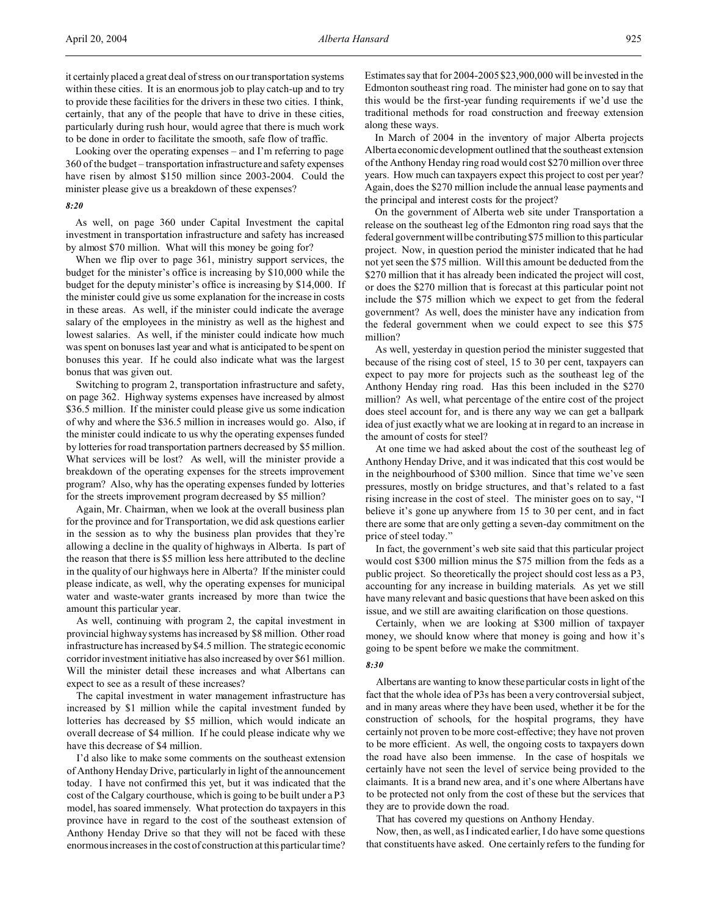it certainly placed a great deal of stress on our transportation systems within these cities. It is an enormous job to play catch-up and to try to provide these facilities for the drivers in these two cities. I think, certainly, that any of the people that have to drive in these cities, particularly during rush hour, would agree that there is much work to be done in order to facilitate the smooth, safe flow of traffic.

Looking over the operating expenses – and I'm referring to page 360 of the budget – transportation infrastructure and safety expenses have risen by almost $150 million since 2003-2004. Could the minister please give us a breakdown of these expenses?

*8:20*

As well, on page 360 under Capital Investment the capital investment in transportation infrastructure and safety has increased by almost $70 million. What will this money be going for?

When we flip over to page 361, ministry support services, the budget for the minister's office is increasing by $10,000 while the budget for the deputy minister's office is increasing by $14,000. If the minister could give us some explanation for the increase in costs in these areas. As well, if the minister could indicate the average salary of the employees in the ministry as well as the highest and lowest salaries. As well, if the minister could indicate how much was spent on bonuses last year and what is anticipated to be spent on bonuses this year. If he could also indicate what was the largest bonus that was given out.

Switching to program 2, transportation infrastructure and safety, on page 362. Highway systems expenses have increased by almost $36.5 million. If the minister could please give us some indication of why and where the $36.5 million in increases would go. Also, if the minister could indicate to us why the operating expenses funded by lotteries for road transportation partners decreased by $5 million. What services will be lost? As well, will the minister provide a breakdown of the operating expenses for the streets improvement program? Also, why has the operating expenses funded by lotteries for the streets improvement program decreased by $5 million?

Again, Mr. Chairman, when we look at the overall business plan for the province and for Transportation, we did ask questions earlier in the session as to why the business plan provides that they're allowing a decline in the quality of highways in Alberta. Is part of the reason that there is $5 million less here attributed to the decline in the quality of our highways here in Alberta? If the minister could please indicate, as well, why the operating expenses for municipal water and waste-water grants increased by more than twice the amount this particular year.

As well, continuing with program 2, the capital investment in provincial highway systems has increased by $8 million. Other road infrastructure has increased by $4.5 million. The strategic economic corridor investment initiative has also increased by over $61 million. Will the minister detail these increases and what Albertans can expect to see as a result of these increases?

The capital investment in water management infrastructure has increased by $1 million while the capital investment funded by lotteries has decreased by $5 million, which would indicate an overall decrease of $4 million. If he could please indicate why we have this decrease of $4 million.

I'd also like to make some comments on the southeast extension of Anthony Henday Drive, particularly in light of the announcement today. I have not confirmed this yet, but it was indicated that the cost of the Calgary courthouse, which is going to be built under a P3 model, has soared immensely. What protection do taxpayers in this province have in regard to the cost of the southeast extension of Anthony Henday Drive so that they will not be faced with these enormous increases in the cost of construction at this particular time? Estimates say that for 2004-2005 $23,900,000 will be invested in the Edmonton southeast ring road. The minister had gone on to say that this would be the first-year funding requirements if we'd use the traditional methods for road construction and freeway extension along these ways.

In March of 2004 in the inventory of major Alberta projects Alberta economic development outlined that the southeast extension of the Anthony Henday ring road would cost $270 million over three years. How much can taxpayers expect this project to cost per year? Again, does the $270 million include the annual lease payments and the principal and interest costs for the project?

On the government of Alberta web site under Transportation a release on the southeast leg of the Edmonton ring road says that the federal government will be contributing $75 million to this particular project. Now, in question period the minister indicated that he had not yet seen the $75 million. Will this amount be deducted from the $270 million that it has already been indicated the project will cost, or does the $270 million that is forecast at this particular point not include the $75 million which we expect to get from the federal government? As well, does the minister have any indication from the federal government when we could expect to see this $75 million?

As well, yesterday in question period the minister suggested that because of the rising cost of steel, 15 to 30 per cent, taxpayers can expect to pay more for projects such as the southeast leg of the Anthony Henday ring road. Has this been included in the $270 million? As well, what percentage of the entire cost of the project does steel account for, and is there any way we can get a ballpark idea of just exactly what we are looking at in regard to an increase in the amount of costs for steel?

At one time we had asked about the cost of the southeast leg of Anthony Henday Drive, and it was indicated that this cost would be in the neighbourhood of $300 million. Since that time we've seen pressures, mostly on bridge structures, and that's related to a fast rising increase in the cost of steel. The minister goes on to say, "I believe it's gone up anywhere from 15 to 30 per cent, and in fact there are some that are only getting a seven-day commitment on the price of steel today."

In fact, the government's web site said that this particular project would cost $300 million minus the $75 million from the feds as a public project. So theoretically the project should cost less as a P3, accounting for any increase in building materials. As yet we still have many relevant and basic questions that have been asked on this issue, and we still are awaiting clarification on those questions.

Certainly, when we are looking at $300 million of taxpayer money, we should know where that money is going and how it's going to be spent before we make the commitment.

*8:30*

Albertans are wanting to know these particular costs in light of the fact that the whole idea of P3s has been a very controversial subject, and in many areas where they have been used, whether it be for the construction of schools, for the hospital programs, they have certainly not proven to be more cost-effective; they have not proven to be more efficient. As well, the ongoing costs to taxpayers down the road have also been immense. In the case of hospitals we certainly have not seen the level of service being provided to the claimants. It is a brand new area, and it's one where Albertans have to be protected not only from the cost of these but the services that they are to provide down the road.

That has covered my questions on Anthony Henday.

Now, then, as well, as I indicated earlier, I do have some questions that constituents have asked. One certainly refers to the funding for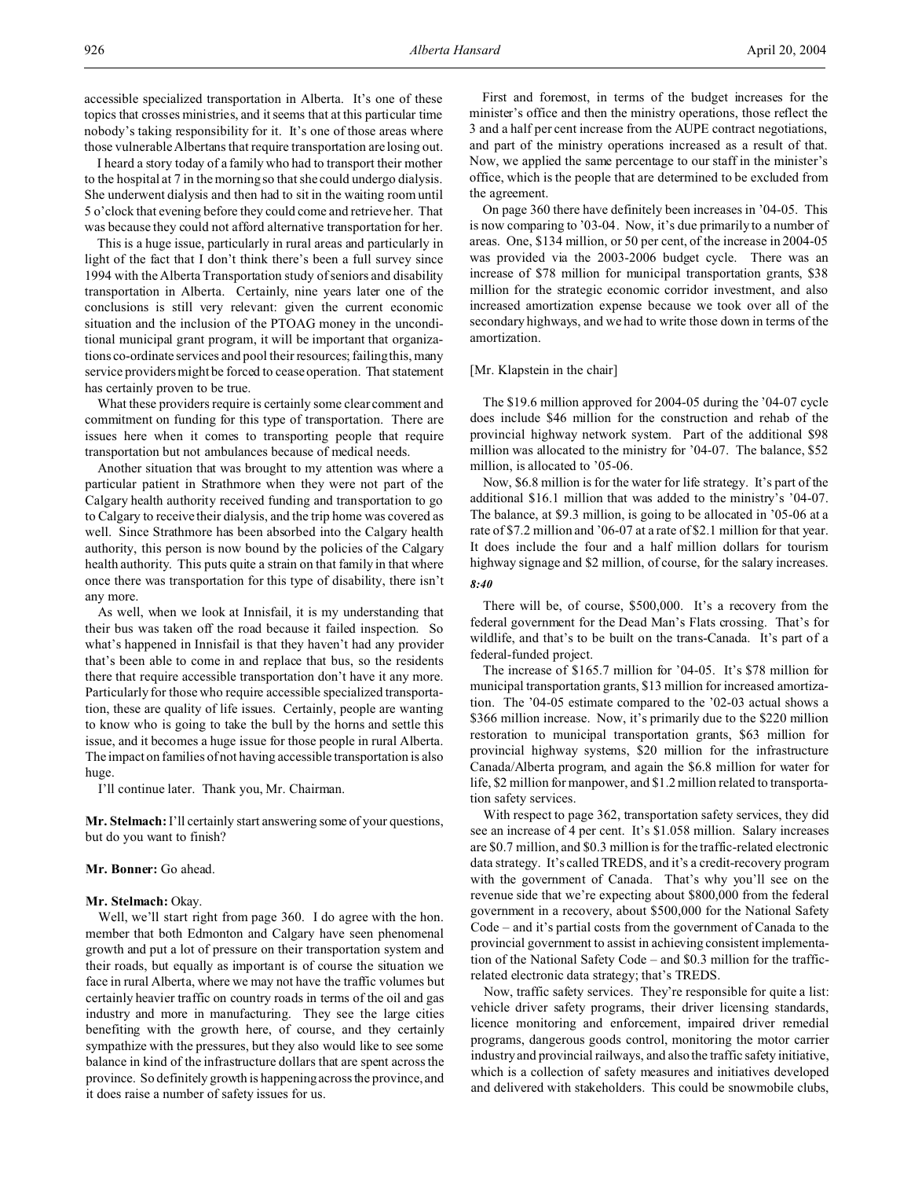accessible specialized transportation in Alberta. It's one of these topics that crosses ministries, and it seems that at this particular time nobody's taking responsibility for it. It's one of those areas where those vulnerable Albertans that require transportation are losing out.

I heard a story today of a family who had to transport their mother to the hospital at 7 in the morning so that she could undergo dialysis. She underwent dialysis and then had to sit in the waiting room until 5 o'clock that evening before they could come and retrieve her. That was because they could not afford alternative transportation for her.

This is a huge issue, particularly in rural areas and particularly in light of the fact that I don't think there's been a full survey since 1994 with the Alberta Transportation study of seniors and disability transportation in Alberta. Certainly, nine years later one of the conclusions is still very relevant: given the current economic situation and the inclusion of the PTOAG money in the unconditional municipal grant program, it will be important that organizations co-ordinate services and pool their resources; failing this, many service providers might be forced to cease operation. That statement has certainly proven to be true.

What these providers require is certainly some clear comment and commitment on funding for this type of transportation. There are issues here when it comes to transporting people that require transportation but not ambulances because of medical needs.

Another situation that was brought to my attention was where a particular patient in Strathmore when they were not part of the Calgary health authority received funding and transportation to go to Calgary to receive their dialysis, and the trip home was covered as well. Since Strathmore has been absorbed into the Calgary health authority, this person is now bound by the policies of the Calgary health authority. This puts quite a strain on that family in that where once there was transportation for this type of disability, there isn't any more.

As well, when we look at Innisfail, it is my understanding that their bus was taken off the road because it failed inspection. So what's happened in Innisfail is that they haven't had any provider that's been able to come in and replace that bus, so the residents there that require accessible transportation don't have it any more. Particularly for those who require accessible specialized transportation, these are quality of life issues. Certainly, people are wanting to know who is going to take the bull by the horns and settle this issue, and it becomes a huge issue for those people in rural Alberta. The impact on families of not having accessible transportation is also huge.

I'll continue later. Thank you, Mr. Chairman.

**Mr. Stelmach:** I'll certainly start answering some of your questions, but do you want to finish?

**Mr. Bonner:** Go ahead.

**Mr. Stelmach:** Okay.

Well, we'll start right from page 360. I do agree with the hon. member that both Edmonton and Calgary have seen phenomenal growth and put a lot of pressure on their transportation system and their roads, but equally as important is of course the situation we face in rural Alberta, where we may not have the traffic volumes but certainly heavier traffic on country roads in terms of the oil and gas industry and more in manufacturing. They see the large cities benefiting with the growth here, of course, and they certainly sympathize with the pressures, but they also would like to see some balance in kind of the infrastructure dollars that are spent across the province. So definitely growth is happening across the province, and it does raise a number of safety issues for us.

First and foremost, in terms of the budget increases for the minister's office and then the ministry operations, those reflect the 3 and a half per cent increase from the AUPE contract negotiations, and part of the ministry operations increased as a result of that. Now, we applied the same percentage to our staff in the minister's office, which is the people that are determined to be excluded from the agreement.

On page 360 there have definitely been increases in '04-05. This is now comparing to '03-04. Now, it's due primarily to a number of areas. One, $134 million, or 50 per cent, of the increase in 2004-05 was provided via the 2003-2006 budget cycle. There was an increase of $78 million for municipal transportation grants, $38 million for the strategic economic corridor investment, and also increased amortization expense because we took over all of the secondary highways, and we had to write those down in terms of the amortization.

[Mr. Klapstein in the chair]

The $19.6 million approved for 2004-05 during the '04-07 cycle does include $46 million for the construction and rehab of the provincial highway network system. Part of the additional $98 million was allocated to the ministry for '04-07. The balance, $52 million, is allocated to '05-06.

Now, $6.8 million is for the water for life strategy. It's part of the additional $16.1 million that was added to the ministry's '04-07. The balance, at $9.3 million, is going to be allocated in '05-06 at a rate of $7.2 million and '06-07 at a rate of $2.1 million for that year. It does include the four and a half million dollars for tourism highway signage and $2 million, of course, for the salary increases.

*8:40*

There will be, of course, $500,000. It's a recovery from the federal government for the Dead Man's Flats crossing. That's for wildlife, and that's to be built on the trans-Canada. It's part of a federal-funded project.

The increase of $165.7 million for '04-05. It's $78 million for municipal transportation grants, $13 million for increased amortization. The '04-05 estimate compared to the '02-03 actual shows a $366 million increase. Now, it's primarily due to the $220 million restoration to municipal transportation grants, $63 million for provincial highway systems, $20 million for the infrastructure Canada/Alberta program, and again the $6.8 million for water for life, $2 million for manpower, and $1.2 million related to transportation safety services.

With respect to page 362, transportation safety services, they did see an increase of 4 per cent. It's $1.058 million. Salary increases are $0.7 million, and $0.3 million is for the traffic-related electronic data strategy. It's called TREDS, and it's a credit-recovery program with the government of Canada. That's why you'll see on the revenue side that we're expecting about $800,000 from the federal government in a recovery, about $500,000 for the National Safety Code – and it's partial costs from the government of Canada to the provincial government to assist in achieving consistent implementation of the National Safety Code – and $0.3 million for the traffic-related electronic data strategy; that's TREDS.

Now, traffic safety services. They're responsible for quite a list: vehicle driver safety programs, their driver licensing standards, licence monitoring and enforcement, impaired driver remedial programs, dangerous goods control, monitoring the motor carrier industry and provincial railways, and also the traffic safety initiative, which is a collection of safety measures and initiatives developed and delivered with stakeholders. This could be snowmobile clubs,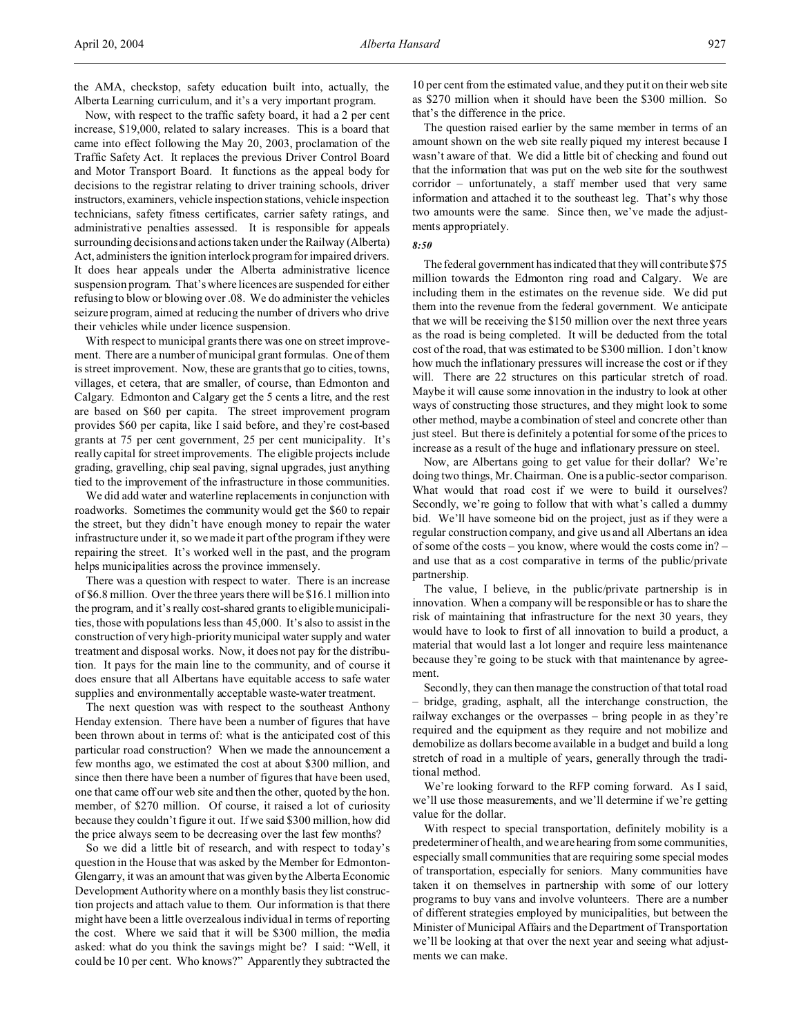the AMA, checkstop, safety education built into, actually, the Alberta Learning curriculum, and it's a very important program.

Now, with respect to the traffic safety board, it had a 2 per cent increase, $19,000, related to salary increases. This is a board that came into effect following the May 20, 2003, proclamation of the Traffic Safety Act. It replaces the previous Driver Control Board and Motor Transport Board. It functions as the appeal body for decisions to the registrar relating to driver training schools, driver instructors, examiners, vehicle inspection stations, vehicle inspection technicians, safety fitness certificates, carrier safety ratings, and administrative penalties assessed. It is responsible for appeals surrounding decisions and actions taken under the Railway (Alberta) Act, administers the ignition interlock program for impaired drivers. It does hear appeals under the Alberta administrative licence suspension program. That's where licences are suspended for either refusing to blow or blowing over .08. We do administer the vehicles seizure program, aimed at reducing the number of drivers who drive their vehicles while under licence suspension.

With respect to municipal grants there was one on street improvement. There are a number of municipal grant formulas. One of them is street improvement. Now, these are grants that go to cities, towns, villages, et cetera, that are smaller, of course, than Edmonton and Calgary. Edmonton and Calgary get the 5 cents a litre, and the rest are based on $60 per capita. The street improvement program provides $60 per capita, like I said before, and they're cost-based grants at 75 per cent government, 25 per cent municipality. It's really capital for street improvements. The eligible projects include grading, gravelling, chip seal paving, signal upgrades, just anything tied to the improvement of the infrastructure in those communities.

We did add water and waterline replacements in conjunction with roadworks. Sometimes the community would get the $60 to repair the street, but they didn't have enough money to repair the water infrastructure under it, so we made it part of the program if they were repairing the street. It's worked well in the past, and the program helps municipalities across the province immensely.

There was a question with respect to water. There is an increase of $6.8 million. Over the three years there will be $16.1 million into the program, and it's really cost-shared grants to eligible municipalities, those with populations less than 45,000. It's also to assist in the construction of very high-priority municipal water supply and water treatment and disposal works. Now, it does not pay for the distribution. It pays for the main line to the community, and of course it does ensure that all Albertans have equitable access to safe water supplies and environmentally acceptable waste-water treatment.

The next question was with respect to the southeast Anthony Henday extension. There have been a number of figures that have been thrown about in terms of: what is the anticipated cost of this particular road construction? When we made the announcement a few months ago, we estimated the cost at about $300 million, and since then there have been a number of figures that have been used, one that came off our web site and then the other, quoted by the hon. member, of $270 million. Of course, it raised a lot of curiosity because they couldn't figure it out. If we said $300 million, how did the price always seem to be decreasing over the last few months?

So we did a little bit of research, and with respect to today's question in the House that was asked by the Member for Edmonton-Glengarry, it was an amount that was given by the Alberta Economic Development Authority where on a monthly basis they list construction projects and attach value to them. Our information is that there might have been a little overzealous individual in terms of reporting the cost. Where we said that it will be $300 million, the media asked: what do you think the savings might be? I said: "Well, it could be 10 per cent. Who knows?" Apparently they subtracted the 10 per cent from the estimated value, and they put it on their web site as $270 million when it should have been the $300 million. So that's the difference in the price.

The question raised earlier by the same member in terms of an amount shown on the web site really piqued my interest because I wasn't aware of that. We did a little bit of checking and found out that the information that was put on the web site for the southwest corridor – unfortunately, a staff member used that very same information and attached it to the southeast leg. That's why those two amounts were the same. Since then, we've made the adjustments appropriately.

*8:50*

The federal government has indicated that they will contribute $75 million towards the Edmonton ring road and Calgary. We are including them in the estimates on the revenue side. We did put them into the revenue from the federal government. We anticipate that we will be receiving the $150 million over the next three years as the road is being completed. It will be deducted from the total cost of the road, that was estimated to be $300 million. I don't know how much the inflationary pressures will increase the cost or if they will. There are 22 structures on this particular stretch of road. Maybe it will cause some innovation in the industry to look at other ways of constructing those structures, and they might look to some other method, maybe a combination of steel and concrete other than just steel. But there is definitely a potential for some of the prices to increase as a result of the huge and inflationary pressure on steel.

Now, are Albertans going to get value for their dollar? We're doing two things, Mr. Chairman. One is a public-sector comparison. What would that road cost if we were to build it ourselves? Secondly, we're going to follow that with what's called a dummy bid. We'll have someone bid on the project, just as if they were a regular construction company, and give us and all Albertans an idea of some of the costs – you know, where would the costs come in? – and use that as a cost comparative in terms of the public/private partnership.

The value, I believe, in the public/private partnership is in innovation. When a company will be responsible or has to share the risk of maintaining that infrastructure for the next 30 years, they would have to look to first of all innovation to build a product, a material that would last a lot longer and require less maintenance because they're going to be stuck with that maintenance by agreement.

Secondly, they can then manage the construction of that total road – bridge, grading, asphalt, all the interchange construction, the railway exchanges or the overpasses – bring people in as they're required and the equipment as they require and not mobilize and demobilize as dollars become available in a budget and build a long stretch of road in a multiple of years, generally through the traditional method.

We're looking forward to the RFP coming forward. As I said, we'll use those measurements, and we'll determine if we're getting value for the dollar.

With respect to special transportation, definitely mobility is a predeterminer of health, and we are hearing from some communities, especially small communities that are requiring some special modes of transportation, especially for seniors. Many communities have taken it on themselves in partnership with some of our lottery programs to buy vans and involve volunteers. There are a number of different strategies employed by municipalities, but between the Minister of Municipal Affairs and the Department of Transportation we'll be looking at that over the next year and seeing what adjustments we can make.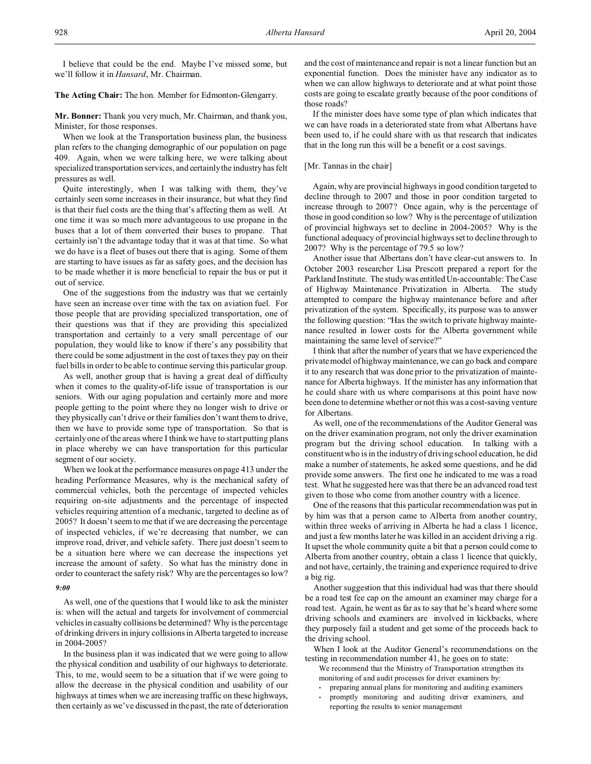I believe that could be the end. Maybe I've missed some, but we'll follow it in *Hansard*, Mr. Chairman.

**The Acting Chair:** The hon. Member for Edmonton-Glengarry.

**Mr. Bonner:** Thank you very much, Mr. Chairman, and thank you, Minister, for those responses.

When we look at the Transportation business plan, the business plan refers to the changing demographic of our population on page 409. Again, when we were talking here, we were talking about specialized transportation services, and certainly the industry has felt pressures as well.

Quite interestingly, when I was talking with them, they've certainly seen some increases in their insurance, but what they find is that their fuel costs are the thing that's affecting them as well. At one time it was so much more advantageous to use propane in the buses that a lot of them converted their buses to propane. That certainly isn't the advantage today that it was at that time. So what we do have is a fleet of buses out there that is aging. Some of them are starting to have issues as far as safety goes, and the decision has to be made whether it is more beneficial to repair the bus or put it out of service.

One of the suggestions from the industry was that we certainly have seen an increase over time with the tax on aviation fuel. For those people that are providing specialized transportation, one of their questions was that if they are providing this specialized transportation and certainly to a very small percentage of our population, they would like to know if there's any possibility that there could be some adjustment in the cost of taxes they pay on their fuel bills in order to be able to continue serving this particular group.

As well, another group that is having a great deal of difficulty when it comes to the quality-of-life issue of transportation is our seniors. With our aging population and certainly more and more people getting to the point where they no longer wish to drive or they physically can't drive or their families don't want them to drive, then we have to provide some type of transportation. So that is certainly one of the areas where I think we have to start putting plans in place whereby we can have transportation for this particular segment of our society.

When we look at the performance measures on page 413 under the heading Performance Measures, why is the mechanical safety of commercial vehicles, both the percentage of inspected vehicles requiring on-site adjustments and the percentage of inspected vehicles requiring attention of a mechanic, targeted to decline as of 2005? It doesn't seem to me that if we are decreasing the percentage of inspected vehicles, if we're decreasing that number, we can improve road, driver, and vehicle safety. There just doesn't seem to be a situation here where we can decrease the inspections yet increase the amount of safety. So what has the ministry done in order to counteract the safety risk? Why are the percentages so low?

*9:00*

As well, one of the questions that I would like to ask the minister is: when will the actual and targets for involvement of commercial vehicles in casualty collisions be determined? Why is the percentage of drinking drivers in injury collisions in Alberta targeted to increase in 2004-2005?

In the business plan it was indicated that we were going to allow the physical condition and usability of our highways to deteriorate. This, to me, would seem to be a situation that if we were going to allow the decrease in the physical condition and usability of our highways at times when we are increasing traffic on these highways, then certainly as we've discussed in the past, the rate of deterioration and the cost of maintenance and repair is not a linear function but an exponential function. Does the minister have any indicator as to when we can allow highways to deteriorate and at what point those costs are going to escalate greatly because of the poor conditions of those roads?

If the minister does have some type of plan which indicates that we can have roads in a deteriorated state from what Albertans have been used to, if he could share with us that research that indicates that in the long run this will be a benefit or a cost savings.

[Mr. Tannas in the chair]

Again, why are provincial highways in good condition targeted to decline through to 2007 and those in poor condition targeted to increase through to 2007? Once again, why is the percentage of those in good condition so low? Why is the percentage of utilization of provincial highways set to decline in 2004-2005? Why is the functional adequacy of provincial highways set to decline through to 2007? Why is the percentage of 79.5 so low?

Another issue that Albertans don't have clear-cut answers to. In October 2003 researcher Lisa Prescott prepared a report for the Parkland Institute. The study was entitled Un-accountable: The Case of Highway Maintenance Privatization in Alberta. The study attempted to compare the highway maintenance before and after privatization of the system. Specifically, its purpose was to answer the following question: "Has the switch to private highway maintenance resulted in lower costs for the Alberta government while maintaining the same level of service?"

I think that after the number of years that we have experienced the private model of highway maintenance, we can go back and compare it to any research that was done prior to the privatization of maintenance for Alberta highways. If the minister has any information that he could share with us where comparisons at this point have now been done to determine whether or not this was a cost-saving venture for Albertans.

As well, one of the recommendations of the Auditor General was on the driver examination program, not only the driver examination program but the driving school education. In talking with a constituent who is in the industry of driving school education, he did make a number of statements, he asked some questions, and he did provide some answers. The first one he indicated to me was a road test. What he suggested here was that there be an advanced road test given to those who come from another country with a licence.

One of the reasons that this particular recommendation was put in by him was that a person came to Alberta from another country, within three weeks of arriving in Alberta he had a class 1 licence, and just a few months later he was killed in an accident driving a rig. It upset the whole community quite a bit that a person could come to Alberta from another country, obtain a class 1 licence that quickly, and not have, certainly, the training and experience required to drive a big rig.

Another suggestion that this individual had was that there should be a road test fee cap on the amount an examiner may charge for a road test. Again, he went as far as to say that he's heard where some driving schools and examiners are involved in kickbacks, where they purposely fail a student and get some of the proceeds back to the driving school.

When I look at the Auditor General's recommendations on the testing in recommendation number 41, he goes on to state:

> We recommend that the Ministry of Transportation strengthen its monitoring of and audit processes for driver examiners by:
> - preparing annual plans for monitoring and auditing examiners
> - promptly monitoring and auditing driver examiners, and reporting the results to senior management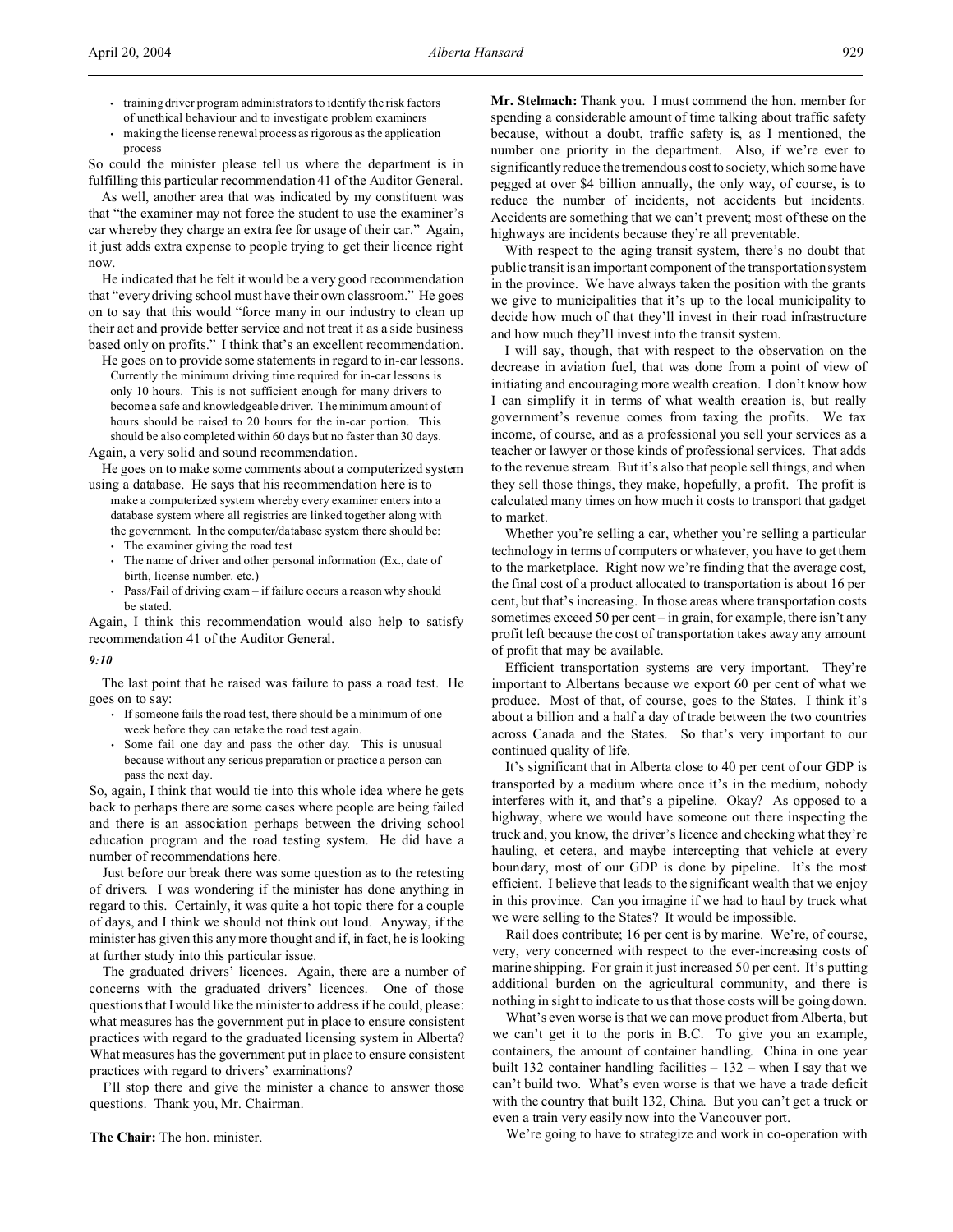- training driver program administrators to identify the risk factors of unethical behaviour and to investigate problem examiners
- making the license renewal process as rigorous as the application process

So could the minister please tell us where the department is in fulfilling this particular recommendation 41 of the Auditor General.

As well, another area that was indicated by my constituent was that "the examiner may not force the student to use the examiner's car whereby they charge an extra fee for usage of their car." Again, it just adds extra expense to people trying to get their licence right now.

He indicated that he felt it would be a very good recommendation that "every driving school must have their own classroom." He goes on to say that this would "force many in our industry to clean up their act and provide better service and not treat it as a side business based only on profits." I think that's an excellent recommendation.

He goes on to provide some statements in regard to in-car lessons.

> Currently the minimum driving time required for in-car lessons is only 10 hours. This is not sufficient enough for many drivers to become a safe and knowledgeable driver. The minimum amount of hours should be raised to 20 hours for the in-car portion. This should be also completed within 60 days but no faster than 30 days.

Again, a very solid and sound recommendation.

He goes on to make some comments about a computerized system using a database. He says that his recommendation here is to

> make a computerized system whereby every examiner enters into a database system where all registries are linked together along with the government. In the computer/database system there should be:
> - The examiner giving the road test
> - The name of driver and other personal information (Ex., date of birth, license number. etc.)
> - Pass/Fail of driving exam – if failure occurs a reason why should be stated.

Again, I think this recommendation would also help to satisfy recommendation 41 of the Auditor General.

*9:10*

The last point that he raised was failure to pass a road test. He goes on to say:

> - If someone fails the road test, there should be a minimum of one week before they can retake the road test again.
> - Some fail one day and pass the other day. This is unusual because without any serious preparation or practice a person can pass the next day.

So, again, I think that would tie into this whole idea where he gets back to perhaps there are some cases where people are being failed and there is an association perhaps between the driving school education program and the road testing system. He did have a number of recommendations here.

Just before our break there was some question as to the retesting of drivers. I was wondering if the minister has done anything in regard to this. Certainly, it was quite a hot topic there for a couple of days, and I think we should not think out loud. Anyway, if the minister has given this any more thought and if, in fact, he is looking at further study into this particular issue.

The graduated drivers' licences. Again, there are a number of concerns with the graduated drivers' licences. One of those questions that I would like the minister to address if he could, please: what measures has the government put in place to ensure consistent practices with regard to the graduated licensing system in Alberta? What measures has the government put in place to ensure consistent practices with regard to drivers' examinations?

I'll stop there and give the minister a chance to answer those questions. Thank you, Mr. Chairman.

**The Chair:** The hon. minister.

**Mr. Stelmach:** Thank you. I must commend the hon. member for spending a considerable amount of time talking about traffic safety because, without a doubt, traffic safety is, as I mentioned, the number one priority in the department. Also, if we're ever to significantly reduce the tremendous cost to society, which some have pegged at over $4 billion annually, the only way, of course, is to reduce the number of incidents, not accidents but incidents. Accidents are something that we can't prevent; most of these on the highways are incidents because they're all preventable.

With respect to the aging transit system, there's no doubt that public transit is an important component of the transportation system in the province. We have always taken the position with the grants we give to municipalities that it's up to the local municipality to decide how much of that they'll invest in their road infrastructure and how much they'll invest into the transit system.

I will say, though, that with respect to the observation on the decrease in aviation fuel, that was done from a point of view of initiating and encouraging more wealth creation. I don't know how I can simplify it in terms of what wealth creation is, but really government's revenue comes from taxing the profits. We tax income, of course, and as a professional you sell your services as a teacher or lawyer or those kinds of professional services. That adds to the revenue stream. But it's also that people sell things, and when they sell those things, they make, hopefully, a profit. The profit is calculated many times on how much it costs to transport that gadget to market.

Whether you're selling a car, whether you're selling a particular technology in terms of computers or whatever, you have to get them to the marketplace. Right now we're finding that the average cost, the final cost of a product allocated to transportation is about 16 per cent, but that's increasing. In those areas where transportation costs sometimes exceed 50 per cent – in grain, for example, there isn't any profit left because the cost of transportation takes away any amount of profit that may be available.

Efficient transportation systems are very important. They're important to Albertans because we export 60 per cent of what we produce. Most of that, of course, goes to the States. I think it's about a billion and a half a day of trade between the two countries across Canada and the States. So that's very important to our continued quality of life.

It's significant that in Alberta close to 40 per cent of our GDP is transported by a medium where once it's in the medium, nobody interferes with it, and that's a pipeline. Okay? As opposed to a highway, where we would have someone out there inspecting the truck and, you know, the driver's licence and checking what they're hauling, et cetera, and maybe intercepting that vehicle at every boundary, most of our GDP is done by pipeline. It's the most efficient. I believe that leads to the significant wealth that we enjoy in this province. Can you imagine if we had to haul by truck what we were selling to the States? It would be impossible.

Rail does contribute; 16 per cent is by marine. We're, of course, very, very concerned with respect to the ever-increasing costs of marine shipping. For grain it just increased 50 per cent. It's putting additional burden on the agricultural community, and there is nothing in sight to indicate to us that those costs will be going down.

What's even worse is that we can move product from Alberta, but we can't get it to the ports in B.C. To give you an example, containers, the amount of container handling. China in one year built 132 container handling facilities – 132 – when I say that we can't build two. What's even worse is that we have a trade deficit with the country that built 132, China. But you can't get a truck or even a train very easily now into the Vancouver port.

We're going to have to strategize and work in co-operation with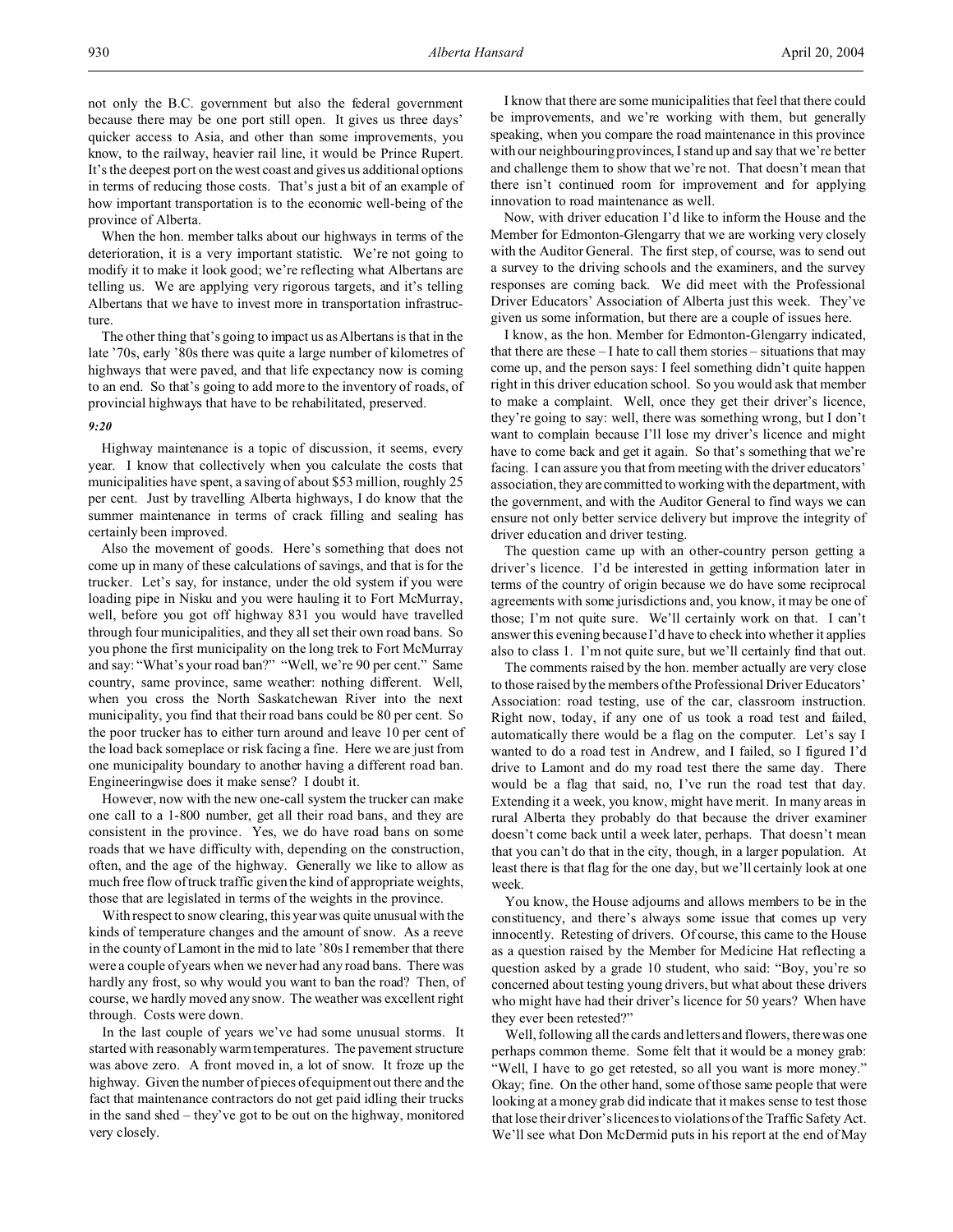not only the B.C. government but also the federal government because there may be one port still open. It gives us three days' quicker access to Asia, and other than some improvements, you know, to the railway, heavier rail line, it would be Prince Rupert. It's the deepest port on the west coast and gives us additional options in terms of reducing those costs. That's just a bit of an example of how important transportation is to the economic well-being of the province of Alberta.

When the hon. member talks about our highways in terms of the deterioration, it is a very important statistic. We're not going to modify it to make it look good; we're reflecting what Albertans are telling us. We are applying very rigorous targets, and it's telling Albertans that we have to invest more in transportation infrastructure.

The other thing that's going to impact us as Albertans is that in the late '70s, early '80s there was quite a large number of kilometres of highways that were paved, and that life expectancy now is coming to an end. So that's going to add more to the inventory of roads, of provincial highways that have to be rehabilitated, preserved.

*9:20*

Highway maintenance is a topic of discussion, it seems, every year. I know that collectively when you calculate the costs that municipalities have spent, a saving of about $53 million, roughly 25 per cent. Just by travelling Alberta highways, I do know that the summer maintenance in terms of crack filling and sealing has certainly been improved.

Also the movement of goods. Here's something that does not come up in many of these calculations of savings, and that is for the trucker. Let's say, for instance, under the old system if you were loading pipe in Nisku and you were hauling it to Fort McMurray, well, before you got off highway 831 you would have travelled through four municipalities, and they all set their own road bans. So you phone the first municipality on the long trek to Fort McMurray and say: "What's your road ban?" "Well, we're 90 per cent." Same country, same province, same weather: nothing different. Well, when you cross the North Saskatchewan River into the next municipality, you find that their road bans could be 80 per cent. So the poor trucker has to either turn around and leave 10 per cent of the load back someplace or risk facing a fine. Here we are just from one municipality boundary to another having a different road ban. Engineeringwise does it make sense? I doubt it.

However, now with the new one-call system the trucker can make one call to a 1-800 number, get all their road bans, and they are consistent in the province. Yes, we do have road bans on some roads that we have difficulty with, depending on the construction, often, and the age of the highway. Generally we like to allow as much free flow of truck traffic given the kind of appropriate weights, those that are legislated in terms of the weights in the province.

With respect to snow clearing, this year was quite unusual with the kinds of temperature changes and the amount of snow. As a reeve in the county of Lamont in the mid to late '80s I remember that there were a couple of years when we never had any road bans. There was hardly any frost, so why would you want to ban the road? Then, of course, we hardly moved any snow. The weather was excellent right through. Costs were down.

In the last couple of years we've had some unusual storms. It started with reasonably warm temperatures. The pavement structure was above zero. A front moved in, a lot of snow. It froze up the highway. Given the number of pieces of equipment out there and the fact that maintenance contractors do not get paid idling their trucks in the sand shed – they've got to be out on the highway, monitored very closely.

I know that there are some municipalities that feel that there could be improvements, and we're working with them, but generally speaking, when you compare the road maintenance in this province with our neighbouring provinces, I stand up and say that we're better and challenge them to show that we're not. That doesn't mean that there isn't continued room for improvement and for applying innovation to road maintenance as well.

Now, with driver education I'd like to inform the House and the Member for Edmonton-Glengarry that we are working very closely with the Auditor General. The first step, of course, was to send out a survey to the driving schools and the examiners, and the survey responses are coming back. We did meet with the Professional Driver Educators' Association of Alberta just this week. They've given us some information, but there are a couple of issues here.

I know, as the hon. Member for Edmonton-Glengarry indicated, that there are these – I hate to call them stories – situations that may come up, and the person says: I feel something didn't quite happen right in this driver education school. So you would ask that member to make a complaint. Well, once they get their driver's licence, they're going to say: well, there was something wrong, but I don't want to complain because I'll lose my driver's licence and might have to come back and get it again. So that's something that we're facing. I can assure you that from meeting with the driver educators' association, they are committed to working with the department, with the government, and with the Auditor General to find ways we can ensure not only better service delivery but improve the integrity of driver education and driver testing.

The question came up with an other-country person getting a driver's licence. I'd be interested in getting information later in terms of the country of origin because we do have some reciprocal agreements with some jurisdictions and, you know, it may be one of those; I'm not quite sure. We'll certainly work on that. I can't answer this evening because I'd have to check into whether it applies also to class 1. I'm not quite sure, but we'll certainly find that out.

The comments raised by the hon. member actually are very close to those raised by the members of the Professional Driver Educators' Association: road testing, use of the car, classroom instruction. Right now, today, if any one of us took a road test and failed, automatically there would be a flag on the computer. Let's say I wanted to do a road test in Andrew, and I failed, so I figured I'd drive to Lamont and do my road test there the same day. There would be a flag that said, no, I've run the road test that day. Extending it a week, you know, might have merit. In many areas in rural Alberta they probably do that because the driver examiner doesn't come back until a week later, perhaps. That doesn't mean that you can't do that in the city, though, in a larger population. At least there is that flag for the one day, but we'll certainly look at one week.

You know, the House adjourns and allows members to be in the constituency, and there's always some issue that comes up very innocently. Retesting of drivers. Of course, this came to the House as a question raised by the Member for Medicine Hat reflecting a question asked by a grade 10 student, who said: "Boy, you're so concerned about testing young drivers, but what about these drivers who might have had their driver's licence for 50 years? When have they ever been retested?"

Well, following all the cards and letters and flowers, there was one perhaps common theme. Some felt that it would be a money grab: "Well, I have to go get retested, so all you want is more money." Okay; fine. On the other hand, some of those same people that were looking at a money grab did indicate that it makes sense to test those that lose their driver's licences to violations of the Traffic Safety Act. We'll see what Don McDermid puts in his report at the end of May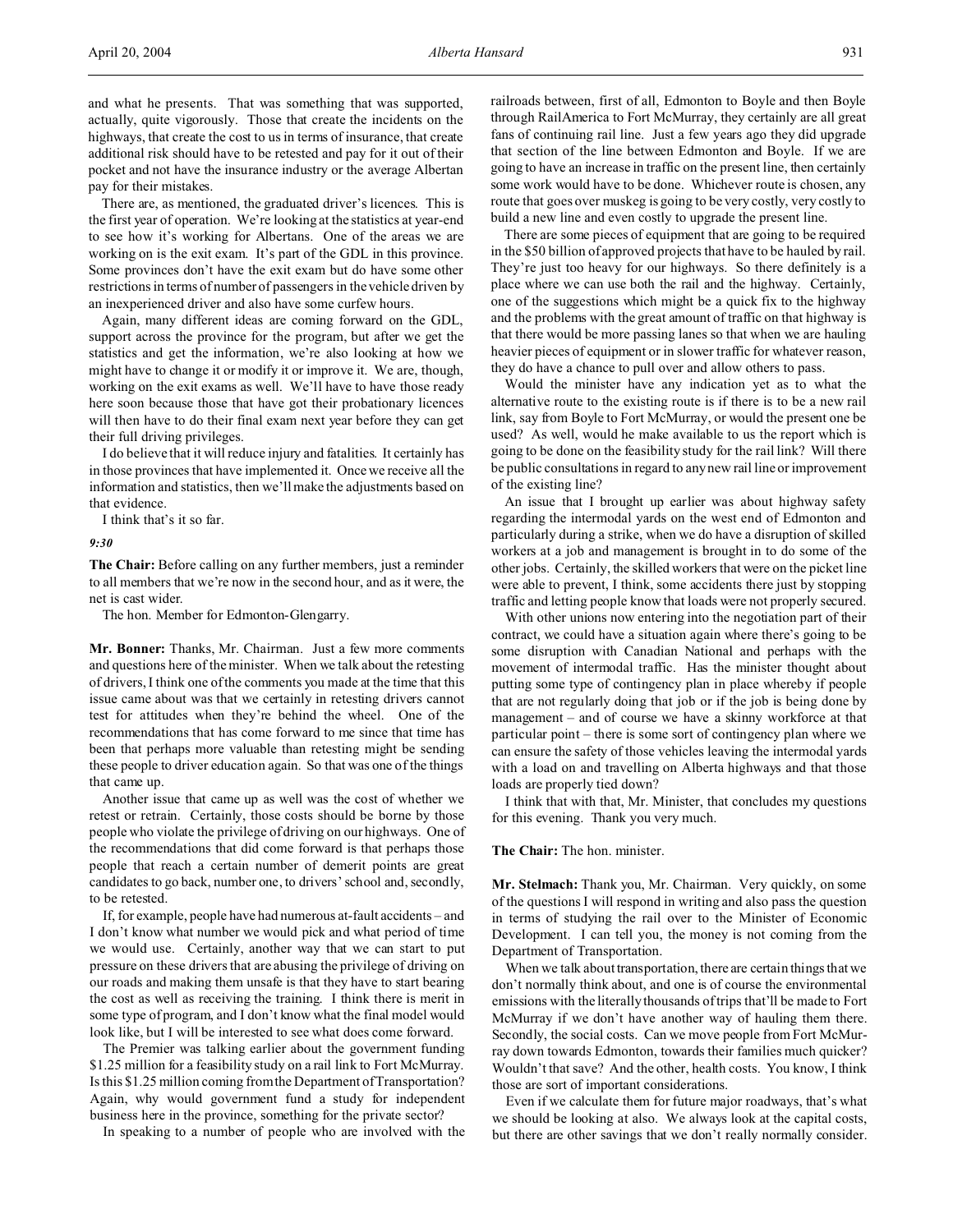and what he presents. That was something that was supported, actually, quite vigorously. Those that create the incidents on the highways, that create the cost to us in terms of insurance, that create additional risk should have to be retested and pay for it out of their pocket and not have the insurance industry or the average Albertan pay for their mistakes.

There are, as mentioned, the graduated driver's licences. This is the first year of operation. We're looking at the statistics at year-end to see how it's working for Albertans. One of the areas we are working on is the exit exam. It's part of the GDL in this province. Some provinces don't have the exit exam but do have some other restrictions in terms of number of passengers in the vehicle driven by an inexperienced driver and also have some curfew hours.

Again, many different ideas are coming forward on the GDL, support across the province for the program, but after we get the statistics and get the information, we're also looking at how we might have to change it or modify it or improve it. We are, though, working on the exit exams as well. We'll have to have those ready here soon because those that have got their probationary licences will then have to do their final exam next year before they can get their full driving privileges.

I do believe that it will reduce injury and fatalities. It certainly has in those provinces that have implemented it. Once we receive all the information and statistics, then we'll make the adjustments based on that evidence.

I think that's it so far.

*9:30*

**The Chair:** Before calling on any further members, just a reminder to all members that we're now in the second hour, and as it were, the net is cast wider.

The hon. Member for Edmonton-Glengarry.

**Mr. Bonner:** Thanks, Mr. Chairman. Just a few more comments and questions here of the minister. When we talk about the retesting of drivers, I think one of the comments you made at the time that this issue came about was that we certainly in retesting drivers cannot test for attitudes when they're behind the wheel. One of the recommendations that has come forward to me since that time has been that perhaps more valuable than retesting might be sending these people to driver education again. So that was one of the things that came up.

Another issue that came up as well was the cost of whether we retest or retrain. Certainly, those costs should be borne by those people who violate the privilege of driving on our highways. One of the recommendations that did come forward is that perhaps those people that reach a certain number of demerit points are great candidates to go back, number one, to drivers' school and, secondly, to be retested.

If, for example, people have had numerous at-fault accidents – and I don't know what number we would pick and what period of time we would use. Certainly, another way that we can start to put pressure on these drivers that are abusing the privilege of driving on our roads and making them unsafe is that they have to start bearing the cost as well as receiving the training. I think there is merit in some type of program, and I don't know what the final model would look like, but I will be interested to see what does come forward.

The Premier was talking earlier about the government funding $1.25 million for a feasibility study on a rail link to Fort McMurray. Is this $1.25 million coming from the Department of Transportation? Again, why would government fund a study for independent business here in the province, something for the private sector?

In speaking to a number of people who are involved with the railroads between, first of all, Edmonton to Boyle and then Boyle through RailAmerica to Fort McMurray, they certainly are all great fans of continuing rail line. Just a few years ago they did upgrade that section of the line between Edmonton and Boyle. If we are going to have an increase in traffic on the present line, then certainly some work would have to be done. Whichever route is chosen, any route that goes over muskeg is going to be very costly, very costly to build a new line and even costly to upgrade the present line.

There are some pieces of equipment that are going to be required in the $50 billion of approved projects that have to be hauled by rail. They're just too heavy for our highways. So there definitely is a place where we can use both the rail and the highway. Certainly, one of the suggestions which might be a quick fix to the highway and the problems with the great amount of traffic on that highway is that there would be more passing lanes so that when we are hauling heavier pieces of equipment or in slower traffic for whatever reason, they do have a chance to pull over and allow others to pass.

Would the minister have any indication yet as to what the alternative route to the existing route is if there is to be a new rail link, say from Boyle to Fort McMurray, or would the present one be used? As well, would he make available to us the report which is going to be done on the feasibility study for the rail link? Will there be public consultations in regard to any new rail line or improvement of the existing line?

An issue that I brought up earlier was about highway safety regarding the intermodal yards on the west end of Edmonton and particularly during a strike, when we do have a disruption of skilled workers at a job and management is brought in to do some of the other jobs. Certainly, the skilled workers that were on the picket line were able to prevent, I think, some accidents there just by stopping traffic and letting people know that loads were not properly secured.

With other unions now entering into the negotiation part of their contract, we could have a situation again where there's going to be some disruption with Canadian National and perhaps with the movement of intermodal traffic. Has the minister thought about putting some type of contingency plan in place whereby if people that are not regularly doing that job or if the job is being done by management – and of course we have a skinny workforce at that particular point – there is some sort of contingency plan where we can ensure the safety of those vehicles leaving the intermodal yards with a load on and travelling on Alberta highways and that those loads are properly tied down?

I think that with that, Mr. Minister, that concludes my questions for this evening. Thank you very much.

**The Chair:** The hon. minister.

**Mr. Stelmach:** Thank you, Mr. Chairman. Very quickly, on some of the questions I will respond in writing and also pass the question in terms of studying the rail over to the Minister of Economic Development. I can tell you, the money is not coming from the Department of Transportation.

When we talk about transportation, there are certain things that we don't normally think about, and one is of course the environmental emissions with the literally thousands of trips that'll be made to Fort McMurray if we don't have another way of hauling them there. Secondly, the social costs. Can we move people from Fort McMurray down towards Edmonton, towards their families much quicker? Wouldn't that save? And the other, health costs. You know, I think those are sort of important considerations.

Even if we calculate them for future major roadways, that's what we should be looking at also. We always look at the capital costs, but there are other savings that we don't really normally consider.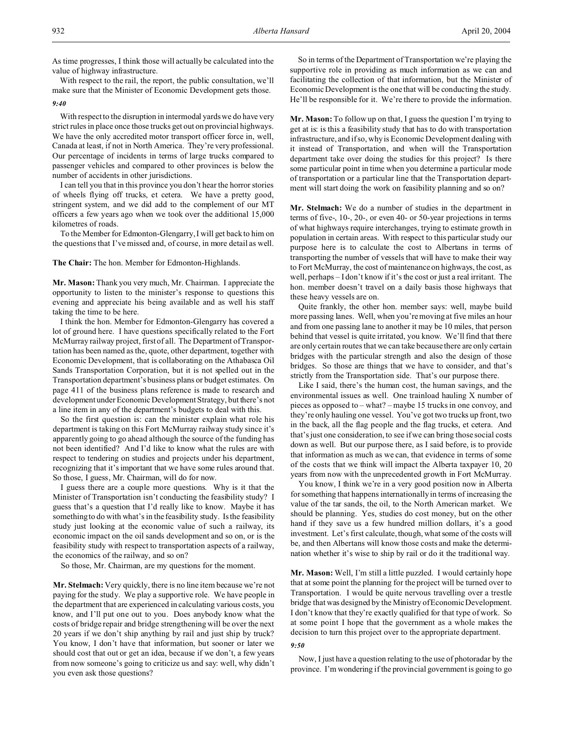As time progresses, I think those will actually be calculated into the value of highway infrastructure.

With respect to the rail, the report, the public consultation, we'll make sure that the Minister of Economic Development gets those.

*9:40*

With respect to the disruption in intermodal yards we do have very strict rules in place once those trucks get out on provincial highways. We have the only accredited motor transport officer force in, well, Canada at least, if not in North America. They're very professional. Our percentage of incidents in terms of large trucks compared to passenger vehicles and compared to other provinces is below the number of accidents in other jurisdictions.

I can tell you that in this province you don't hear the horror stories of wheels flying off trucks, et cetera. We have a pretty good, stringent system, and we did add to the complement of our MT officers a few years ago when we took over the additional 15,000 kilometres of roads.

To the Member for Edmonton-Glengarry, I will get back to him on the questions that I've missed and, of course, in more detail as well.

**The Chair:** The hon. Member for Edmonton-Highlands.

**Mr. Mason:** Thank you very much, Mr. Chairman. I appreciate the opportunity to listen to the minister's response to questions this evening and appreciate his being available and as well his staff taking the time to be here.

I think the hon. Member for Edmonton-Glengarry has covered a lot of ground here. I have questions specifically related to the Fort McMurray railway project, first of all. The Department of Transportation has been named as the, quote, other department, together with Economic Development, that is collaborating on the Athabasca Oil Sands Transportation Corporation, but it is not spelled out in the Transportation department's business plans or budget estimates. On page 411 of the business plans reference is made to research and development under Economic Development Strategy, but there's not a line item in any of the department's budgets to deal with this.

So the first question is: can the minister explain what role his department is taking on this Fort McMurray railway study since it's apparently going to go ahead although the source of the funding has not been identified? And I'd like to know what the rules are with respect to tendering on studies and projects under his department, recognizing that it's important that we have some rules around that. So those, I guess, Mr. Chairman, will do for now.

I guess there are a couple more questions. Why is it that the Minister of Transportation isn't conducting the feasibility study? I guess that's a question that I'd really like to know. Maybe it has something to do with what's in the feasibility study. Is the feasibility study just looking at the economic value of such a railway, its economic impact on the oil sands development and so on, or is the feasibility study with respect to transportation aspects of a railway, the economics of the railway, and so on?

So those, Mr. Chairman, are my questions for the moment.

**Mr. Stelmach:** Very quickly, there is no line item because we're not paying for the study. We play a supportive role. We have people in the department that are experienced in calculating various costs, you know, and I'll put one out to you. Does anybody know what the costs of bridge repair and bridge strengthening will be over the next 20 years if we don't ship anything by rail and just ship by truck? You know, I don't have that information, but sooner or later we should cost that out or get an idea, because if we don't, a few years from now someone's going to criticize us and say: well, why didn't you even ask those questions?

So in terms of the Department of Transportation we're playing the supportive role in providing as much information as we can and facilitating the collection of that information, but the Minister of Economic Development is the one that will be conducting the study. He'll be responsible for it. We're there to provide the information.

**Mr. Mason:** To follow up on that, I guess the question I'm trying to get at is: is this a feasibility study that has to do with transportation infrastructure, and if so, why is Economic Development dealing with it instead of Transportation, and when will the Transportation department take over doing the studies for this project? Is there some particular point in time when you determine a particular mode of transportation or a particular line that the Transportation department will start doing the work on feasibility planning and so on?

**Mr. Stelmach:** We do a number of studies in the department in terms of five-, 10-, 20-, or even 40- or 50-year projections in terms of what highways require interchanges, trying to estimate growth in population in certain areas. With respect to this particular study our purpose here is to calculate the cost to Albertans in terms of transporting the number of vessels that will have to make their way to Fort McMurray, the cost of maintenance on highways, the cost, as well, perhaps – I don't know if it's the cost or just a real irritant. The hon. member doesn't travel on a daily basis those highways that these heavy vessels are on.

Quite frankly, the other hon. member says: well, maybe build more passing lanes. Well, when you're moving at five miles an hour and from one passing lane to another it may be 10 miles, that person behind that vessel is quite irritated, you know. We'll find that there are only certain routes that we can take because there are only certain bridges with the particular strength and also the design of those bridges. So those are things that we have to consider, and that's strictly from the Transportation side. That's our purpose there.

Like I said, there's the human cost, the human savings, and the environmental issues as well. One trainload hauling X number of pieces as opposed to – what? – maybe 15 trucks in one convoy, and they're only hauling one vessel. You've got two trucks up front, two in the back, all the flag people and the flag trucks, et cetera. And that's just one consideration, to see if we can bring those social costs down as well. But our purpose there, as I said before, is to provide that information as much as we can, that evidence in terms of some of the costs that we think will impact the Alberta taxpayer 10, 20 years from now with the unprecedented growth in Fort McMurray.

You know, I think we're in a very good position now in Alberta for something that happens internationally in terms of increasing the value of the tar sands, the oil, to the North American market. We should be planning. Yes, studies do cost money, but on the other hand if they save us a few hundred million dollars, it's a good investment. Let's first calculate, though, what some of the costs will be, and then Albertans will know those costs and make the determination whether it's wise to ship by rail or do it the traditional way.

**Mr. Mason:** Well, I'm still a little puzzled. I would certainly hope that at some point the planning for the project will be turned over to Transportation. I would be quite nervous travelling over a trestle bridge that was designed by the Ministry of Economic Development. I don't know that they're exactly qualified for that type of work. So at some point I hope that the government as a whole makes the decision to turn this project over to the appropriate department.

*9:50*

Now, I just have a question relating to the use of photoradar by the province. I'm wondering if the provincial government is going to go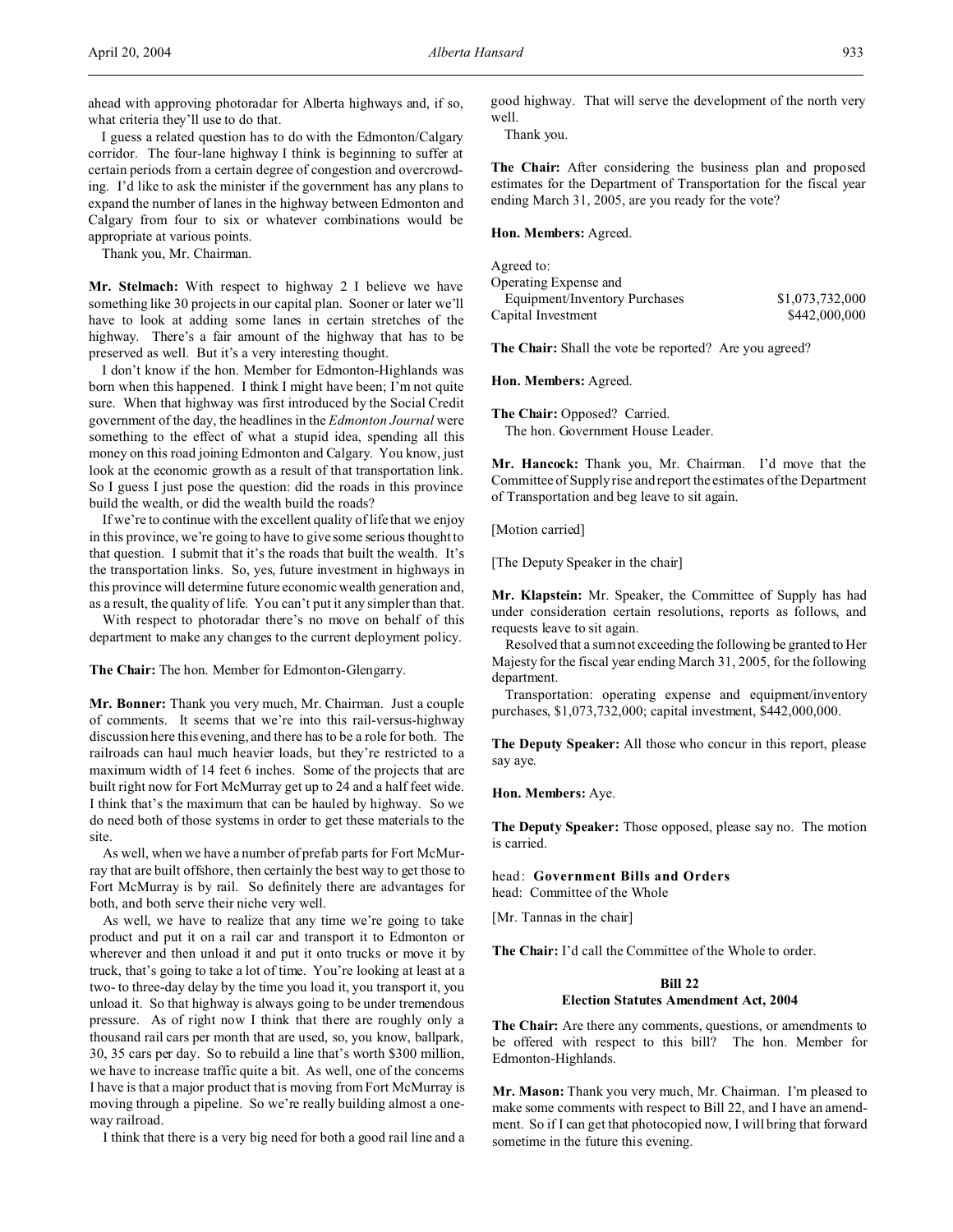ahead with approving photoradar for Alberta highways and, if so, what criteria they'll use to do that.

I guess a related question has to do with the Edmonton/Calgary corridor. The four-lane highway I think is beginning to suffer at certain periods from a certain degree of congestion and overcrowding. I'd like to ask the minister if the government has any plans to expand the number of lanes in the highway between Edmonton and Calgary from four to six or whatever combinations would be appropriate at various points.

Thank you, Mr. Chairman.

**Mr. Stelmach:** With respect to highway 2 I believe we have something like 30 projects in our capital plan. Sooner or later we'll have to look at adding some lanes in certain stretches of the highway. There's a fair amount of the highway that has to be preserved as well. But it's a very interesting thought.

I don't know if the hon. Member for Edmonton-Highlands was born when this happened. I think I might have been; I'm not quite sure. When that highway was first introduced by the Social Credit government of the day, the headlines in the *Edmonton Journal* were something to the effect of what a stupid idea, spending all this money on this road joining Edmonton and Calgary. You know, just look at the economic growth as a result of that transportation link. So I guess I just pose the question: did the roads in this province build the wealth, or did the wealth build the roads?

If we're to continue with the excellent quality of life that we enjoy in this province, we're going to have to give some serious thought to that question. I submit that it's the roads that built the wealth. It's the transportation links. So, yes, future investment in highways in this province will determine future economic wealth generation and, as a result, the quality of life. You can't put it any simpler than that.

With respect to photoradar there's no move on behalf of this department to make any changes to the current deployment policy.

**The Chair:** The hon. Member for Edmonton-Glengarry.

**Mr. Bonner:** Thank you very much, Mr. Chairman. Just a couple of comments. It seems that we're into this rail-versus-highway discussion here this evening, and there has to be a role for both. The railroads can haul much heavier loads, but they're restricted to a maximum width of 14 feet 6 inches. Some of the projects that are built right now for Fort McMurray get up to 24 and a half feet wide. I think that's the maximum that can be hauled by highway. So we do need both of those systems in order to get these materials to the site.

As well, when we have a number of prefab parts for Fort McMurray that are built offshore, then certainly the best way to get those to Fort McMurray is by rail. So definitely there are advantages for both, and both serve their niche very well.

As well, we have to realize that any time we're going to take product and put it on a rail car and transport it to Edmonton or wherever and then unload it and put it onto trucks or move it by truck, that's going to take a lot of time. You're looking at least at a two- to three-day delay by the time you load it, you transport it, you unload it. So that highway is always going to be under tremendous pressure. As of right now I think that there are roughly only a thousand rail cars per month that are used, so, you know, ballpark, 30, 35 cars per day. So to rebuild a line that's worth $300 million, we have to increase traffic quite a bit. As well, one of the concerns I have is that a major product that is moving from Fort McMurray is moving through a pipeline. So we're really building almost a one-way railroad.

I think that there is a very big need for both a good rail line and a good highway. That will serve the development of the north very well.

Thank you.

**The Chair:** After considering the business plan and proposed estimates for the Department of Transportation for the fiscal year ending March 31, 2005, are you ready for the vote?

**Hon. Members:** Agreed.

Agreed to:

| | |
|---|---|
| Operating Expense and Equipment/Inventory Purchases | $1,073,732,000 |
| Capital Investment | $442,000,000 |

**The Chair:** Shall the vote be reported? Are you agreed?

**Hon. Members:** Agreed.

**The Chair:** Opposed? Carried.

The hon. Government House Leader.

**Mr. Hancock:** Thank you, Mr. Chairman. I'd move that the Committee of Supply rise and report the estimates of the Department of Transportation and beg leave to sit again.

[Motion carried]

[The Deputy Speaker in the chair]

**Mr. Klapstein:** Mr. Speaker, the Committee of Supply has had under consideration certain resolutions, reports as follows, and requests leave to sit again.

Resolved that a sum not exceeding the following be granted to Her Majesty for the fiscal year ending March 31, 2005, for the following department.

Transportation: operating expense and equipment/inventory purchases, $1,073,732,000; capital investment, $442,000,000.

**The Deputy Speaker:** All those who concur in this report, please say aye.

**Hon. Members:** Aye.

**The Deputy Speaker:** Those opposed, please say no. The motion is carried.

head: **Government Bills and Orders**
head: Committee of the Whole

[Mr. Tannas in the chair]

**The Chair:** I'd call the Committee of the Whole to order.

## Bill 22
## Election Statutes Amendment Act, 2004

**The Chair:** Are there any comments, questions, or amendments to be offered with respect to this bill? The hon. Member for Edmonton-Highlands.

**Mr. Mason:** Thank you very much, Mr. Chairman. I'm pleased to make some comments with respect to Bill 22, and I have an amendment. So if I can get that photocopied now, I will bring that forward sometime in the future this evening.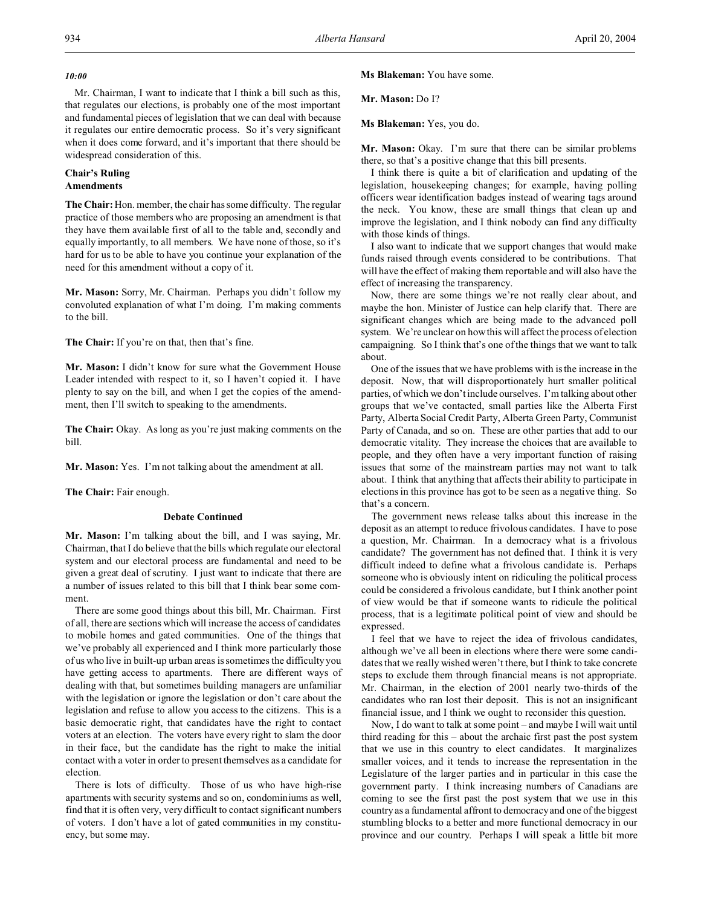*10:00*

Mr. Chairman, I want to indicate that I think a bill such as this, that regulates our elections, is probably one of the most important and fundamental pieces of legislation that we can deal with because it regulates our entire democratic process. So it's very significant when it does come forward, and it's important that there should be widespread consideration of this.

### Chair's Ruling
### Amendments

**The Chair:** Hon. member, the chair has some difficulty. The regular practice of those members who are proposing an amendment is that they have them available first of all to the table and, secondly and equally importantly, to all members. We have none of those, so it's hard for us to be able to have you continue your explanation of the need for this amendment without a copy of it.

**Mr. Mason:** Sorry, Mr. Chairman. Perhaps you didn't follow my convoluted explanation of what I'm doing. I'm making comments to the bill.

**The Chair:** If you're on that, then that's fine.

**Mr. Mason:** I didn't know for sure what the Government House Leader intended with respect to it, so I haven't copied it. I have plenty to say on the bill, and when I get the copies of the amendment, then I'll switch to speaking to the amendments.

**The Chair:** Okay. As long as you're just making comments on the bill.

**Mr. Mason:** Yes. I'm not talking about the amendment at all.

**The Chair:** Fair enough.

### Debate Continued

**Mr. Mason:** I'm talking about the bill, and I was saying, Mr. Chairman, that I do believe that the bills which regulate our electoral system and our electoral process are fundamental and need to be given a great deal of scrutiny. I just want to indicate that there are a number of issues related to this bill that I think bear some comment.

There are some good things about this bill, Mr. Chairman. First of all, there are sections which will increase the access of candidates to mobile homes and gated communities. One of the things that we've probably all experienced and I think more particularly those of us who live in built-up urban areas is sometimes the difficulty you have getting access to apartments. There are different ways of dealing with that, but sometimes building managers are unfamiliar with the legislation or ignore the legislation or don't care about the legislation and refuse to allow you access to the citizens. This is a basic democratic right, that candidates have the right to contact voters at an election. The voters have every right to slam the door in their face, but the candidate has the right to make the initial contact with a voter in order to present themselves as a candidate for election.

There is lots of difficulty. Those of us who have high-rise apartments with security systems and so on, condominiums as well, find that it is often very, very difficult to contact significant numbers of voters. I don't have a lot of gated communities in my constituency, but some may.

**Ms Blakeman:** You have some.

**Mr. Mason:** Do I?

**Ms Blakeman:** Yes, you do.

**Mr. Mason:** Okay. I'm sure that there can be similar problems there, so that's a positive change that this bill presents.

I think there is quite a bit of clarification and updating of the legislation, housekeeping changes; for example, having polling officers wear identification badges instead of wearing tags around the neck. You know, these are small things that clean up and improve the legislation, and I think nobody can find any difficulty with those kinds of things.

I also want to indicate that we support changes that would make funds raised through events considered to be contributions. That will have the effect of making them reportable and will also have the effect of increasing the transparency.

Now, there are some things we're not really clear about, and maybe the hon. Minister of Justice can help clarify that. There are significant changes which are being made to the advanced poll system. We're unclear on how this will affect the process of election campaigning. So I think that's one of the things that we want to talk about.

One of the issues that we have problems with is the increase in the deposit. Now, that will disproportionately hurt smaller political parties, of which we don't include ourselves. I'm talking about other groups that we've contacted, small parties like the Alberta First Party, Alberta Social Credit Party, Alberta Green Party, Communist Party of Canada, and so on. These are other parties that add to our democratic vitality. They increase the choices that are available to people, and they often have a very important function of raising issues that some of the mainstream parties may not want to talk about. I think that anything that affects their ability to participate in elections in this province has got to be seen as a negative thing. So that's a concern.

The government news release talks about this increase in the deposit as an attempt to reduce frivolous candidates. I have to pose a question, Mr. Chairman. In a democracy what is a frivolous candidate? The government has not defined that. I think it is very difficult indeed to define what a frivolous candidate is. Perhaps someone who is obviously intent on ridiculing the political process could be considered a frivolous candidate, but I think another point of view would be that if someone wants to ridicule the political process, that is a legitimate political point of view and should be expressed.

I feel that we have to reject the idea of frivolous candidates, although we've all been in elections where there were some candidates that we really wished weren't there, but I think to take concrete steps to exclude them through financial means is not appropriate. Mr. Chairman, in the election of 2001 nearly two-thirds of the candidates who ran lost their deposit. This is not an insignificant financial issue, and I think we ought to reconsider this question.

Now, I do want to talk at some point – and maybe I will wait until third reading for this – about the archaic first past the post system that we use in this country to elect candidates. It marginalizes smaller voices, and it tends to increase the representation in the Legislature of the larger parties and in particular in this case the government party. I think increasing numbers of Canadians are coming to see the first past the post system that we use in this country as a fundamental affront to democracy and one of the biggest stumbling blocks to a better and more functional democracy in our province and our country. Perhaps I will speak a little bit more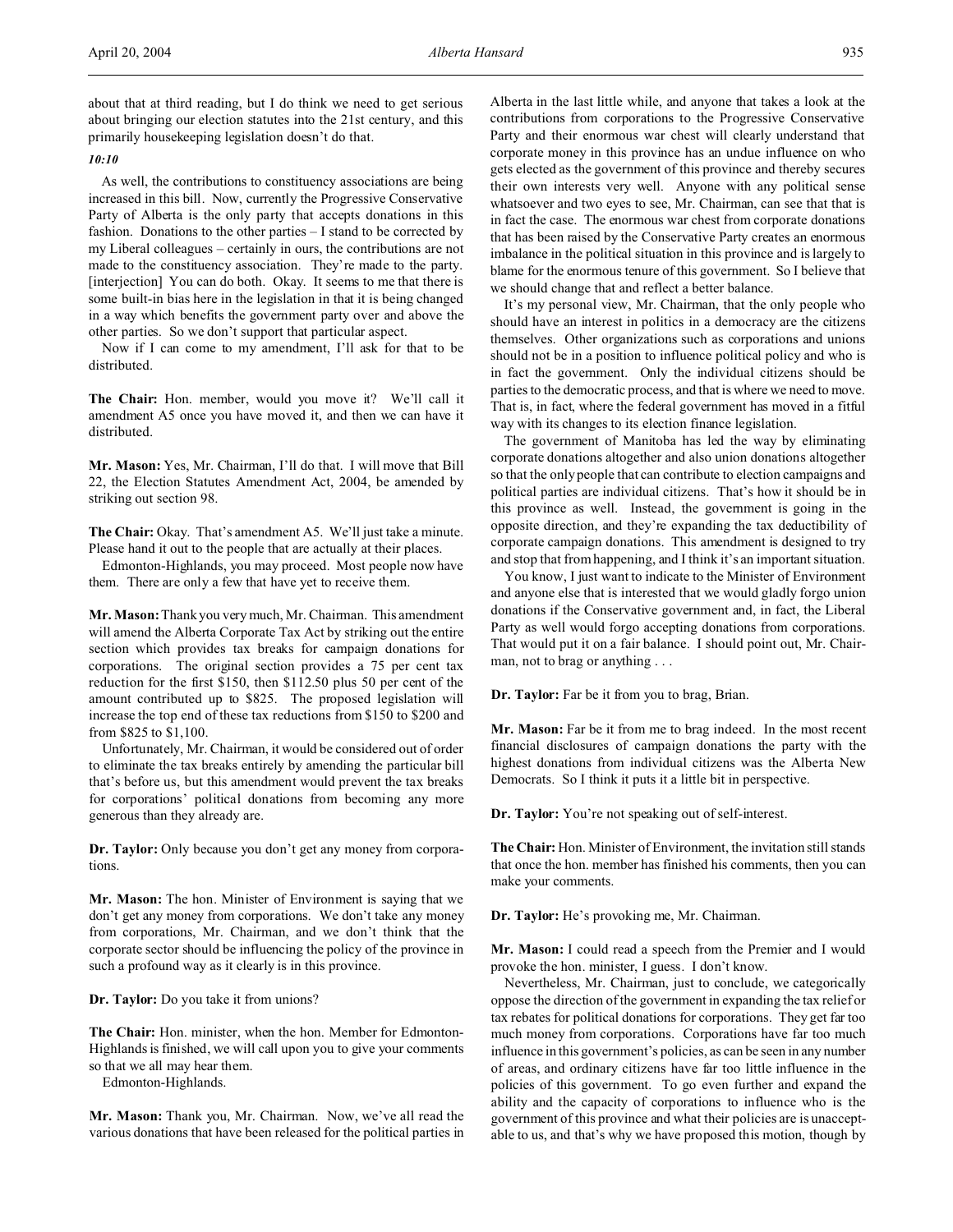about that at third reading, but I do think we need to get serious about bringing our election statutes into the 21st century, and this primarily housekeeping legislation doesn't do that.

*10:10*

As well, the contributions to constituency associations are being increased in this bill. Now, currently the Progressive Conservative Party of Alberta is the only party that accepts donations in this fashion. Donations to the other parties – I stand to be corrected by my Liberal colleagues – certainly in ours, the contributions are not made to the constituency association. They're made to the party. [interjection] You can do both. Okay. It seems to me that there is some built-in bias here in the legislation in that it is being changed in a way which benefits the government party over and above the other parties. So we don't support that particular aspect.

Now if I can come to my amendment, I'll ask for that to be distributed.

**The Chair:** Hon. member, would you move it? We'll call it amendment A5 once you have moved it, and then we can have it distributed.

**Mr. Mason:** Yes, Mr. Chairman, I'll do that. I will move that Bill 22, the Election Statutes Amendment Act, 2004, be amended by striking out section 98.

**The Chair:** Okay. That's amendment A5. We'll just take a minute. Please hand it out to the people that are actually at their places.

Edmonton-Highlands, you may proceed. Most people now have them. There are only a few that have yet to receive them.

**Mr. Mason:** Thank you very much, Mr. Chairman. This amendment will amend the Alberta Corporate Tax Act by striking out the entire section which provides tax breaks for campaign donations for corporations. The original section provides a 75 per cent tax reduction for the first $150, then $112.50 plus 50 per cent of the amount contributed up to $825. The proposed legislation will increase the top end of these tax reductions from $150 to $200 and from $825 to $1,100.

Unfortunately, Mr. Chairman, it would be considered out of order to eliminate the tax breaks entirely by amending the particular bill that's before us, but this amendment would prevent the tax breaks for corporations' political donations from becoming any more generous than they already are.

**Dr. Taylor:** Only because you don't get any money from corporations.

**Mr. Mason:** The hon. Minister of Environment is saying that we don't get any money from corporations. We don't take any money from corporations, Mr. Chairman, and we don't think that the corporate sector should be influencing the policy of the province in such a profound way as it clearly is in this province.

**Dr. Taylor:** Do you take it from unions?

**The Chair:** Hon. minister, when the hon. Member for Edmonton-Highlands is finished, we will call upon you to give your comments so that we all may hear them.

Edmonton-Highlands.

**Mr. Mason:** Thank you, Mr. Chairman. Now, we've all read the various donations that have been released for the political parties in Alberta in the last little while, and anyone that takes a look at the contributions from corporations to the Progressive Conservative Party and their enormous war chest will clearly understand that corporate money in this province has an undue influence on who gets elected as the government of this province and thereby secures their own interests very well. Anyone with any political sense whatsoever and two eyes to see, Mr. Chairman, can see that that is in fact the case. The enormous war chest from corporate donations that has been raised by the Conservative Party creates an enormous imbalance in the political situation in this province and is largely to blame for the enormous tenure of this government. So I believe that we should change that and reflect a better balance.

It's my personal view, Mr. Chairman, that the only people who should have an interest in politics in a democracy are the citizens themselves. Other organizations such as corporations and unions should not be in a position to influence political policy and who is in fact the government. Only the individual citizens should be parties to the democratic process, and that is where we need to move. That is, in fact, where the federal government has moved in a fitful way with its changes to its election finance legislation.

The government of Manitoba has led the way by eliminating corporate donations altogether and also union donations altogether so that the only people that can contribute to election campaigns and political parties are individual citizens. That's how it should be in this province as well. Instead, the government is going in the opposite direction, and they're expanding the tax deductibility of corporate campaign donations. This amendment is designed to try and stop that from happening, and I think it's an important situation.

You know, I just want to indicate to the Minister of Environment and anyone else that is interested that we would gladly forgo union donations if the Conservative government and, in fact, the Liberal Party as well would forgo accepting donations from corporations. That would put it on a fair balance. I should point out, Mr. Chairman, not to brag or anything . . .

**Dr. Taylor:** Far be it from you to brag, Brian.

**Mr. Mason:** Far be it from me to brag indeed. In the most recent financial disclosures of campaign donations the party with the highest donations from individual citizens was the Alberta New Democrats. So I think it puts it a little bit in perspective.

**Dr. Taylor:** You're not speaking out of self-interest.

**The Chair:** Hon. Minister of Environment, the invitation still stands that once the hon. member has finished his comments, then you can make your comments.

**Dr. Taylor:** He's provoking me, Mr. Chairman.

**Mr. Mason:** I could read a speech from the Premier and I would provoke the hon. minister, I guess. I don't know.

Nevertheless, Mr. Chairman, just to conclude, we categorically oppose the direction of the government in expanding the tax relief or tax rebates for political donations for corporations. They get far too much money from corporations. Corporations have far too much influence in this government's policies, as can be seen in any number of areas, and ordinary citizens have far too little influence in the policies of this government. To go even further and expand the ability and the capacity of corporations to influence who is the government of this province and what their policies are is unacceptable to us, and that's why we have proposed this motion, though by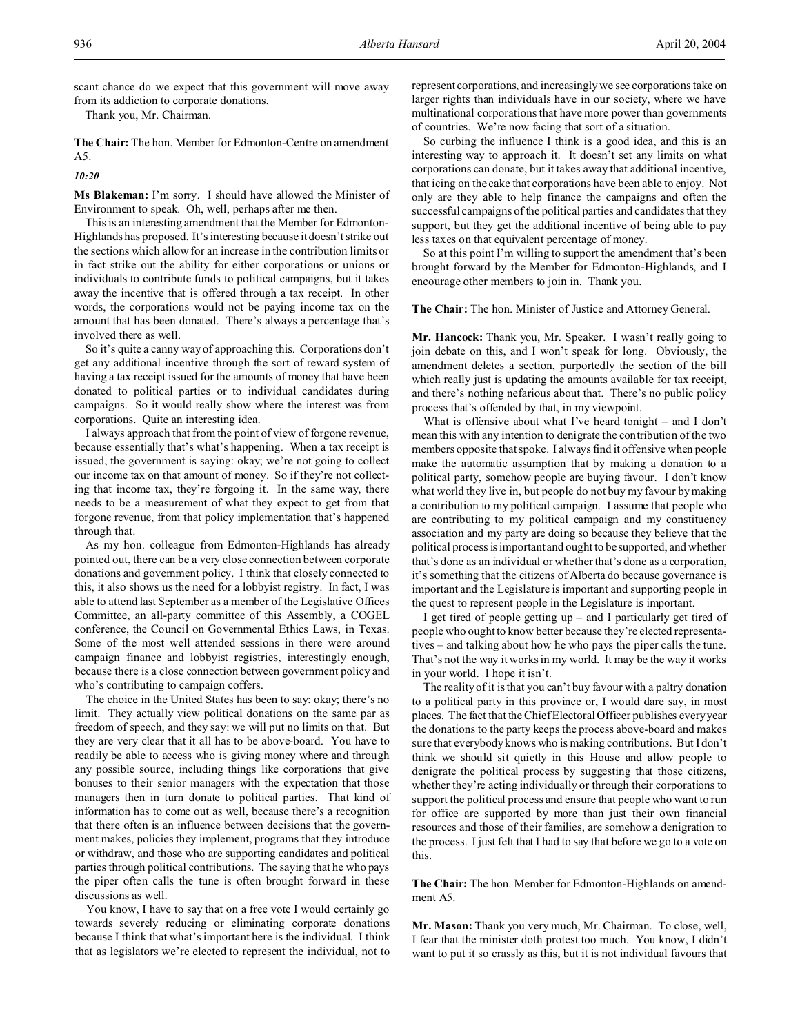scant chance do we expect that this government will move away from its addiction to corporate donations.

Thank you, Mr. Chairman.

**The Chair:** The hon. Member for Edmonton-Centre on amendment A5.

*10:20*

**Ms Blakeman:** I'm sorry. I should have allowed the Minister of Environment to speak. Oh, well, perhaps after me then.

This is an interesting amendment that the Member for Edmonton-Highlands has proposed. It's interesting because it doesn't strike out the sections which allow for an increase in the contribution limits or in fact strike out the ability for either corporations or unions or individuals to contribute funds to political campaigns, but it takes away the incentive that is offered through a tax receipt. In other words, the corporations would not be paying income tax on the amount that has been donated. There's always a percentage that's involved there as well.

So it's quite a canny way of approaching this. Corporations don't get any additional incentive through the sort of reward system of having a tax receipt issued for the amounts of money that have been donated to political parties or to individual candidates during campaigns. So it would really show where the interest was from corporations. Quite an interesting idea.

I always approach that from the point of view of forgone revenue, because essentially that's what's happening. When a tax receipt is issued, the government is saying: okay; we're not going to collect our income tax on that amount of money. So if they're not collecting that income tax, they're forgoing it. In the same way, there needs to be a measurement of what they expect to get from that forgone revenue, from that policy implementation that's happened through that.

As my hon. colleague from Edmonton-Highlands has already pointed out, there can be a very close connection between corporate donations and government policy. I think that closely connected to this, it also shows us the need for a lobbyist registry. In fact, I was able to attend last September as a member of the Legislative Offices Committee, an all-party committee of this Assembly, a COGEL conference, the Council on Governmental Ethics Laws, in Texas. Some of the most well attended sessions in there were around campaign finance and lobbyist registries, interestingly enough, because there is a close connection between government policy and who's contributing to campaign coffers.

The choice in the United States has been to say: okay; there's no limit. They actually view political donations on the same par as freedom of speech, and they say: we will put no limits on that. But they are very clear that it all has to be above-board. You have to readily be able to access who is giving money where and through any possible source, including things like corporations that give bonuses to their senior managers with the expectation that those managers then in turn donate to political parties. That kind of information has to come out as well, because there's a recognition that there often is an influence between decisions that the government makes, policies they implement, programs that they introduce or withdraw, and those who are supporting candidates and political parties through political contributions. The saying that he who pays the piper often calls the tune is often brought forward in these discussions as well.

You know, I have to say that on a free vote I would certainly go towards severely reducing or eliminating corporate donations because I think that what's important here is the individual. I think that as legislators we're elected to represent the individual, not to represent corporations, and increasingly we see corporations take on larger rights than individuals have in our society, where we have multinational corporations that have more power than governments of countries. We're now facing that sort of a situation.

So curbing the influence I think is a good idea, and this is an interesting way to approach it. It doesn't set any limits on what corporations can donate, but it takes away that additional incentive, that icing on the cake that corporations have been able to enjoy. Not only are they able to help finance the campaigns and often the successful campaigns of the political parties and candidates that they support, but they get the additional incentive of being able to pay less taxes on that equivalent percentage of money.

So at this point I'm willing to support the amendment that's been brought forward by the Member for Edmonton-Highlands, and I encourage other members to join in. Thank you.

**The Chair:** The hon. Minister of Justice and Attorney General.

**Mr. Hancock:** Thank you, Mr. Speaker. I wasn't really going to join debate on this, and I won't speak for long. Obviously, the amendment deletes a section, purportedly the section of the bill which really just is updating the amounts available for tax receipt, and there's nothing nefarious about that. There's no public policy process that's offended by that, in my viewpoint.

What is offensive about what I've heard tonight – and I don't mean this with any intention to denigrate the contribution of the two members opposite that spoke. I always find it offensive when people make the automatic assumption that by making a donation to a political party, somehow people are buying favour. I don't know what world they live in, but people do not buy my favour by making a contribution to my political campaign. I assume that people who are contributing to my political campaign and my constituency association and my party are doing so because they believe that the political process is important and ought to be supported, and whether that's done as an individual or whether that's done as a corporation, it's something that the citizens of Alberta do because governance is important and the Legislature is important and supporting people in the quest to represent people in the Legislature is important.

I get tired of people getting up – and I particularly get tired of people who ought to know better because they're elected representatives – and talking about how he who pays the piper calls the tune. That's not the way it works in my world. It may be the way it works in your world. I hope it isn't.

The reality of it is that you can't buy favour with a paltry donation to a political party in this province or, I would dare say, in most places. The fact that the Chief Electoral Officer publishes every year the donations to the party keeps the process above-board and makes sure that everybody knows who is making contributions. But I don't think we should sit quietly in this House and allow people to denigrate the political process by suggesting that those citizens, whether they're acting individually or through their corporations to support the political process and ensure that people who want to run for office are supported by more than just their own financial resources and those of their families, are somehow a denigration to the process. I just felt that I had to say that before we go to a vote on this.

**The Chair:** The hon. Member for Edmonton-Highlands on amendment A5.

**Mr. Mason:** Thank you very much, Mr. Chairman. To close, well, I fear that the minister doth protest too much. You know, I didn't want to put it so crassly as this, but it is not individual favours that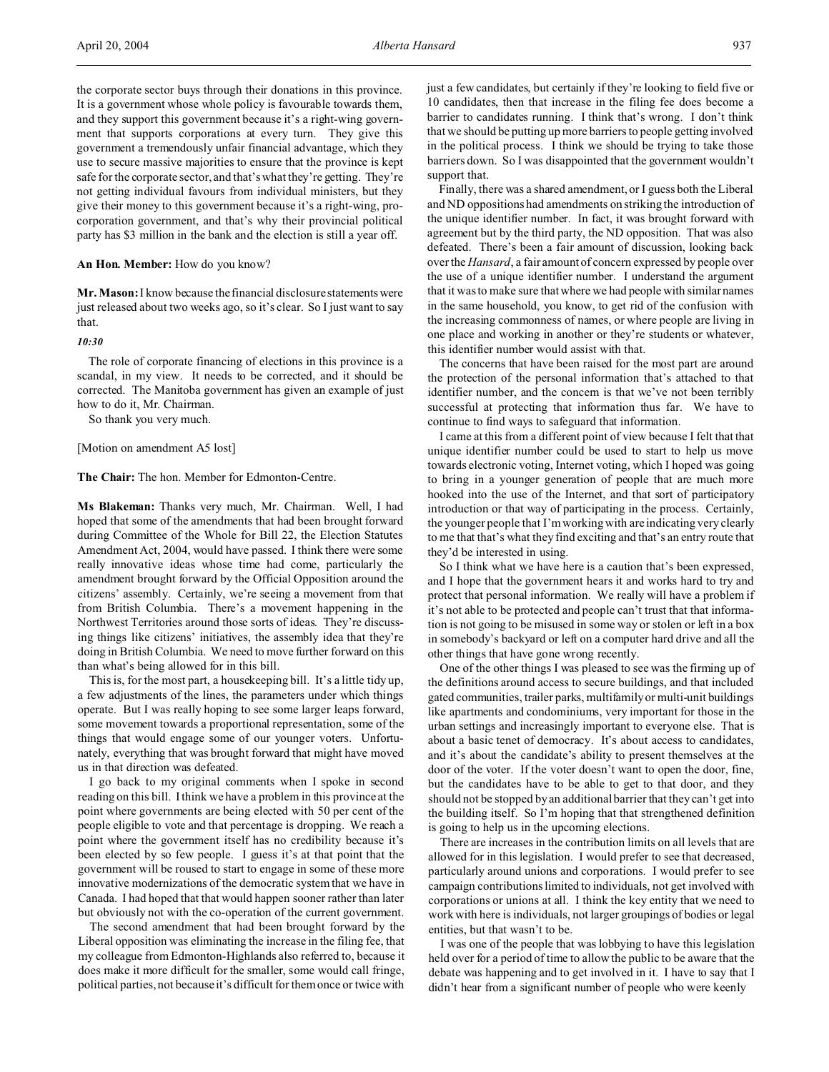the corporate sector buys through their donations in this province. It is a government whose whole policy is favourable towards them, and they support this government because it's a right-wing government that supports corporations at every turn. They give this government a tremendously unfair financial advantage, which they use to secure massive majorities to ensure that the province is kept safe for the corporate sector, and that's what they're getting. They're not getting individual favours from individual ministers, but they give their money to this government because it's a right-wing, pro-corporation government, and that's why their provincial political party has $3 million in the bank and the election is still a year off.

**An Hon. Member:** How do you know?

**Mr. Mason:** I know because the financial disclosure statements were just released about two weeks ago, so it's clear. So I just want to say that.

*10:30*

The role of corporate financing of elections in this province is a scandal, in my view. It needs to be corrected, and it should be corrected. The Manitoba government has given an example of just how to do it, Mr. Chairman.

So thank you very much.

[Motion on amendment A5 lost]

**The Chair:** The hon. Member for Edmonton-Centre.

**Ms Blakeman:** Thanks very much, Mr. Chairman. Well, I had hoped that some of the amendments that had been brought forward during Committee of the Whole for Bill 22, the Election Statutes Amendment Act, 2004, would have passed. I think there were some really innovative ideas whose time had come, particularly the amendment brought forward by the Official Opposition around the citizens' assembly. Certainly, we're seeing a movement from that from British Columbia. There's a movement happening in the Northwest Territories around those sorts of ideas. They're discussing things like citizens' initiatives, the assembly idea that they're doing in British Columbia. We need to move further forward on this than what's being allowed for in this bill.

This is, for the most part, a housekeeping bill. It's a little tidy up, a few adjustments of the lines, the parameters under which things operate. But I was really hoping to see some larger leaps forward, some movement towards a proportional representation, some of the things that would engage some of our younger voters. Unfortunately, everything that was brought forward that might have moved us in that direction was defeated.

I go back to my original comments when I spoke in second reading on this bill. I think we have a problem in this province at the point where governments are being elected with 50 per cent of the people eligible to vote and that percentage is dropping. We reach a point where the government itself has no credibility because it's been elected by so few people. I guess it's at that point that the government will be roused to start to engage in some of these more innovative modernizations of the democratic system that we have in Canada. I had hoped that that would happen sooner rather than later but obviously not with the co-operation of the current government.

The second amendment that had been brought forward by the Liberal opposition was eliminating the increase in the filing fee, that my colleague from Edmonton-Highlands also referred to, because it does make it more difficult for the smaller, some would call fringe, political parties, not because it's difficult for them once or twice with just a few candidates, but certainly if they're looking to field five or 10 candidates, then that increase in the filing fee does become a barrier to candidates running. I think that's wrong. I don't think that we should be putting up more barriers to people getting involved in the political process. I think we should be trying to take those barriers down. So I was disappointed that the government wouldn't support that.

Finally, there was a shared amendment, or I guess both the Liberal and ND oppositions had amendments on striking the introduction of the unique identifier number. In fact, it was brought forward with agreement but by the third party, the ND opposition. That was also defeated. There's been a fair amount of discussion, looking back over the *Hansard*, a fair amount of concern expressed by people over the use of a unique identifier number. I understand the argument that it was to make sure that where we had people with similar names in the same household, you know, to get rid of the confusion with the increasing commonness of names, or where people are living in one place and working in another or they're students or whatever, this identifier number would assist with that.

The concerns that have been raised for the most part are around the protection of the personal information that's attached to that identifier number, and the concern is that we've not been terribly successful at protecting that information thus far. We have to continue to find ways to safeguard that information.

I came at this from a different point of view because I felt that that unique identifier number could be used to start to help us move towards electronic voting, Internet voting, which I hoped was going to bring in a younger generation of people that are much more hooked into the use of the Internet, and that sort of participatory introduction or that way of participating in the process. Certainly, the younger people that I'm working with are indicating very clearly to me that that's what they find exciting and that's an entry route that they'd be interested in using.

So I think what we have here is a caution that's been expressed, and I hope that the government hears it and works hard to try and protect that personal information. We really will have a problem if it's not able to be protected and people can't trust that that information is not going to be misused in some way or stolen or left in a box in somebody's backyard or left on a computer hard drive and all the other things that have gone wrong recently.

One of the other things I was pleased to see was the firming up of the definitions around access to secure buildings, and that included gated communities, trailer parks, multifamily or multi-unit buildings like apartments and condominiums, very important for those in the urban settings and increasingly important to everyone else. That is about a basic tenet of democracy. It's about access to candidates, and it's about the candidate's ability to present themselves at the door of the voter. If the voter doesn't want to open the door, fine, but the candidates have to be able to get to that door, and they should not be stopped by an additional barrier that they can't get into the building itself. So I'm hoping that that strengthened definition is going to help us in the upcoming elections.

There are increases in the contribution limits on all levels that are allowed for in this legislation. I would prefer to see that decreased, particularly around unions and corporations. I would prefer to see campaign contributions limited to individuals, not get involved with corporations or unions at all. I think the key entity that we need to work with here is individuals, not larger groupings of bodies or legal entities, but that wasn't to be.

I was one of the people that was lobbying to have this legislation held over for a period of time to allow the public to be aware that the debate was happening and to get involved in it. I have to say that I didn't hear from a significant number of people who were keenly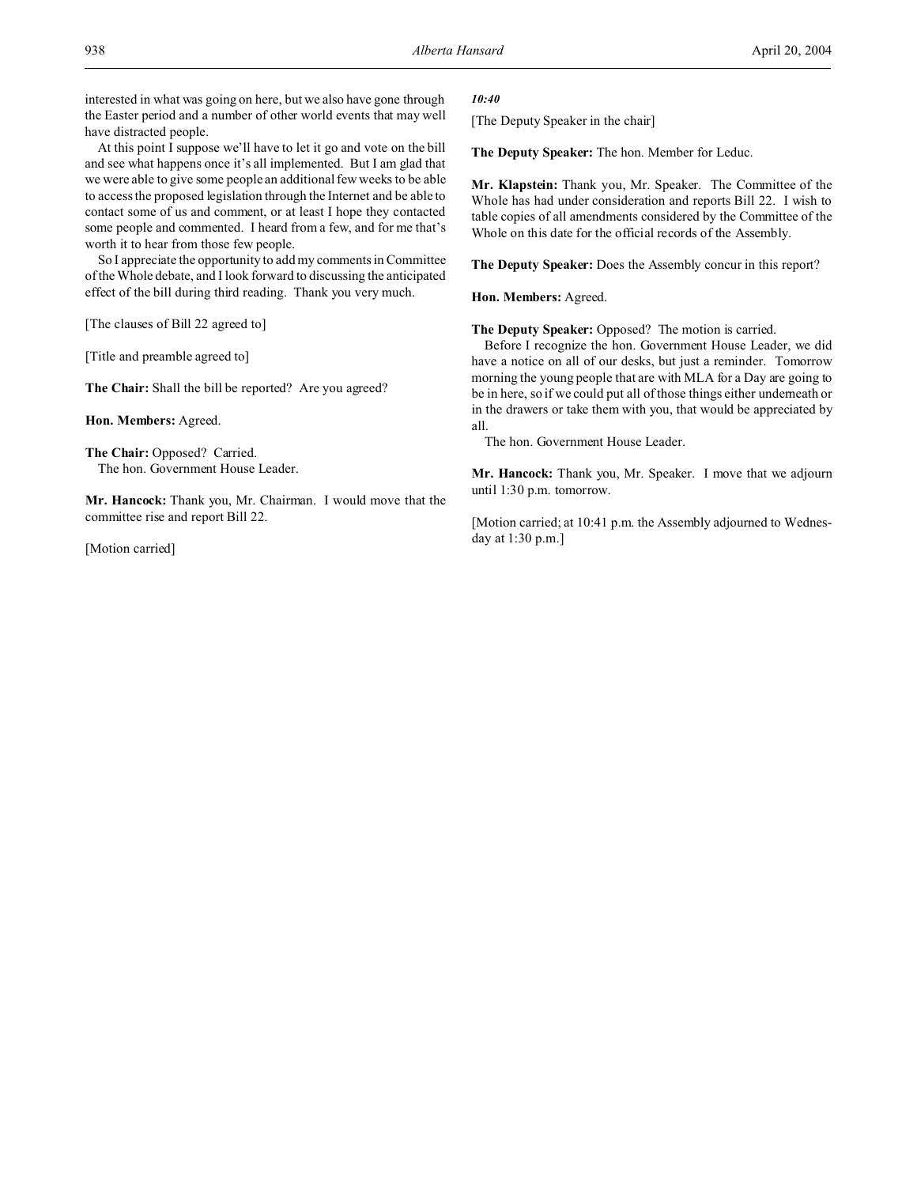interested in what was going on here, but we also have gone through the Easter period and a number of other world events that may well have distracted people.

At this point I suppose we'll have to let it go and vote on the bill and see what happens once it's all implemented. But I am glad that we were able to give some people an additional few weeks to be able to access the proposed legislation through the Internet and be able to contact some of us and comment, or at least I hope they contacted some people and commented. I heard from a few, and for me that's worth it to hear from those few people.

So I appreciate the opportunity to add my comments in Committee of the Whole debate, and I look forward to discussing the anticipated effect of the bill during third reading. Thank you very much.

[The clauses of Bill 22 agreed to]

[Title and preamble agreed to]

**The Chair:** Shall the bill be reported? Are you agreed?

**Hon. Members:** Agreed.

**The Chair:** Opposed? Carried.
The hon. Government House Leader.

**Mr. Hancock:** Thank you, Mr. Chairman. I would move that the committee rise and report Bill 22.

[Motion carried]

*10:40*

[The Deputy Speaker in the chair]

**The Deputy Speaker:** The hon. Member for Leduc.

**Mr. Klapstein:** Thank you, Mr. Speaker. The Committee of the Whole has had under consideration and reports Bill 22. I wish to table copies of all amendments considered by the Committee of the Whole on this date for the official records of the Assembly.

**The Deputy Speaker:** Does the Assembly concur in this report?

**Hon. Members:** Agreed.

**The Deputy Speaker:** Opposed? The motion is carried.

Before I recognize the hon. Government House Leader, we did have a notice on all of our desks, but just a reminder. Tomorrow morning the young people that are with MLA for a Day are going to be in here, so if we could put all of those things either underneath or in the drawers or take them with you, that would be appreciated by all.

The hon. Government House Leader.

**Mr. Hancock:** Thank you, Mr. Speaker. I move that we adjourn until 1:30 p.m. tomorrow.

[Motion carried; at 10:41 p.m. the Assembly adjourned to Wednesday at 1:30 p.m.]